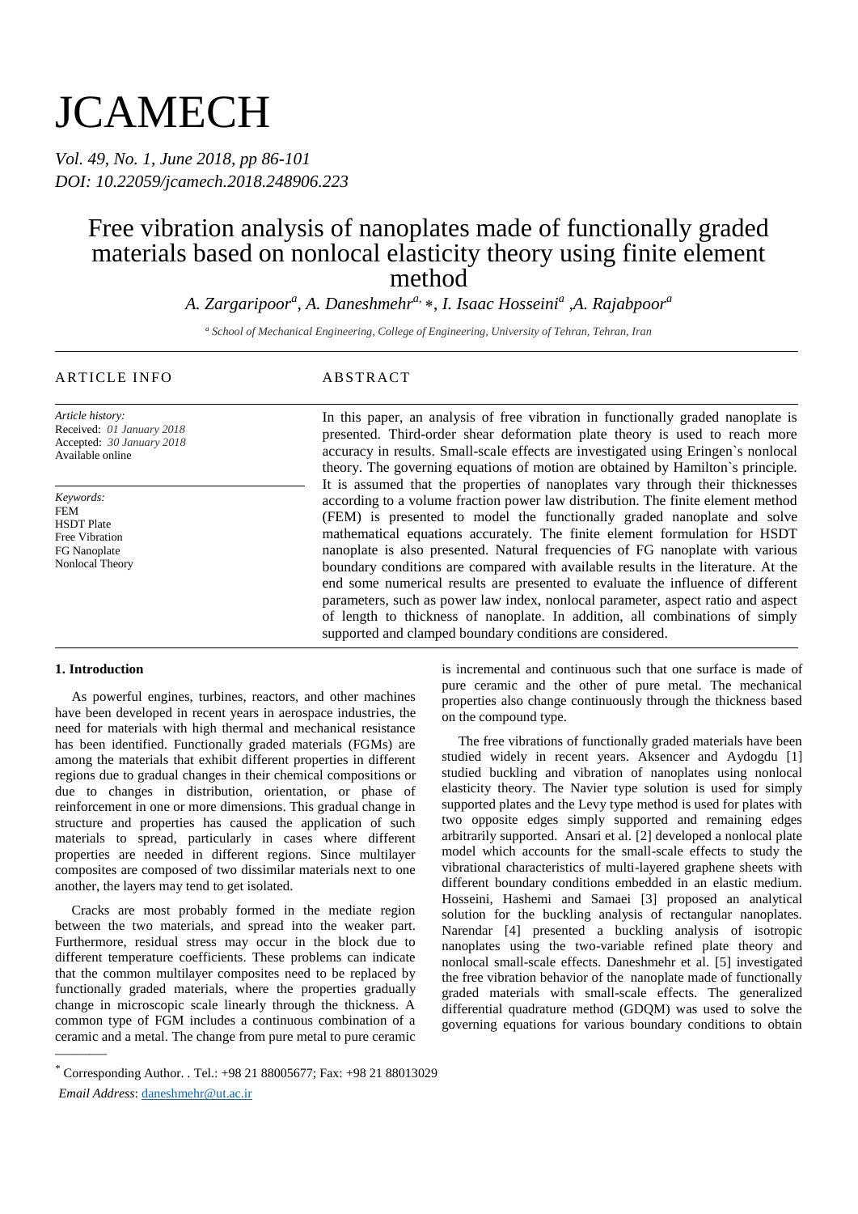# JCAMECH

*Vol. 49, No. 1, June 2018, pp 86-101*
*DOI: 10.22059/jcamech.2018.248906.223*

# Free vibration analysis of nanoplates made of functionally graded materials based on nonlocal elasticity theory using finite element method

*A. Zargaripoor[a], A. Daneshmehr[a,] ∗, I. Isaac Hosseini[a] ,A. Rajabpoor[a]*

[a] *School of Mechanical Engineering, College of Engineering, University of Tehran, Tehran, Iran*

## ARTICLE INFO

*Article history:*
Received: *01 January 2018*
Accepted: *30 January 2018*
Available online

*Keywords:*
FEM
HSDT Plate
Free Vibration
FG Nanoplate
Nonlocal Theory

## ABSTRACT

In this paper, an analysis of free vibration in functionally graded nanoplate is presented. Third-order shear deformation plate theory is used to reach more accuracy in results. Small-scale effects are investigated using Eringen`s nonlocal theory. The governing equations of motion are obtained by Hamilton`s principle. It is assumed that the properties of nanoplates vary through their thicknesses according to a volume fraction power law distribution. The finite element method (FEM) is presented to model the functionally graded nanoplate and solve mathematical equations accurately. The finite element formulation for HSDT nanoplate is also presented. Natural frequencies of FG nanoplate with various boundary conditions are compared with available results in the literature. At the end some numerical results are presented to evaluate the influence of different parameters, such as power law index, nonlocal parameter, aspect ratio and aspect of length to thickness of nanoplate. In addition, all combinations of simply supported and clamped boundary conditions are considered.

### 1. Introduction

As powerful engines, turbines, reactors, and other machines have been developed in recent years in aerospace industries, the need for materials with high thermal and mechanical resistance has been identified. Functionally graded materials (FGMs) are among the materials that exhibit different properties in different regions due to gradual changes in their chemical compositions or due to changes in distribution, orientation, or phase of reinforcement in one or more dimensions. This gradual change in structure and properties has caused the application of such materials to spread, particularly in cases where different properties are needed in different regions. Since multilayer composites are composed of two dissimilar materials next to one another, the layers may tend to get isolated.

Cracks are most probably formed in the mediate region between the two materials, and spread into the weaker part. Furthermore, residual stress may occur in the block due to different temperature coefficients. These problems can indicate that the common multilayer composites need to be replaced by functionally graded materials, where the properties gradually change in microscopic scale linearly through the thickness. A common type of FGM includes a continuous combination of a ceramic and a metal. The change from pure metal to pure ceramic is incremental and continuous such that one surface is made of pure ceramic and the other of pure metal. The mechanical properties also change continuously through the thickness based on the compound type.

The free vibrations of functionally graded materials have been studied widely in recent years. Aksencer and Aydogdu [1] studied buckling and vibration of nanoplates using nonlocal elasticity theory. The Navier type solution is used for simply supported plates and the Levy type method is used for plates with two opposite edges simply supported and remaining edges arbitrarily supported. Ansari et al. [2] developed a nonlocal plate model which accounts for the small-scale effects to study the vibrational characteristics of multi-layered graphene sheets with different boundary conditions embedded in an elastic medium. Hosseini, Hashemi and Samaei [3] proposed an analytical solution for the buckling analysis of rectangular nanoplates. Narendar [4] presented a buckling analysis of isotropic nanoplates using the two-variable refined plate theory and nonlocal small-scale effects. Daneshmehr et al. [5] investigated the free vibration behavior of the nanoplate made of functionally graded materials with small-scale effects. The generalized differential quadrature method (GDQM) was used to solve the governing equations for various boundary conditions to obtain

---

* Corresponding Author. . Tel.: +98 21 88005677; Fax: +98 21 88013029
*Email Address*: daneshmehr@ut.ac.ir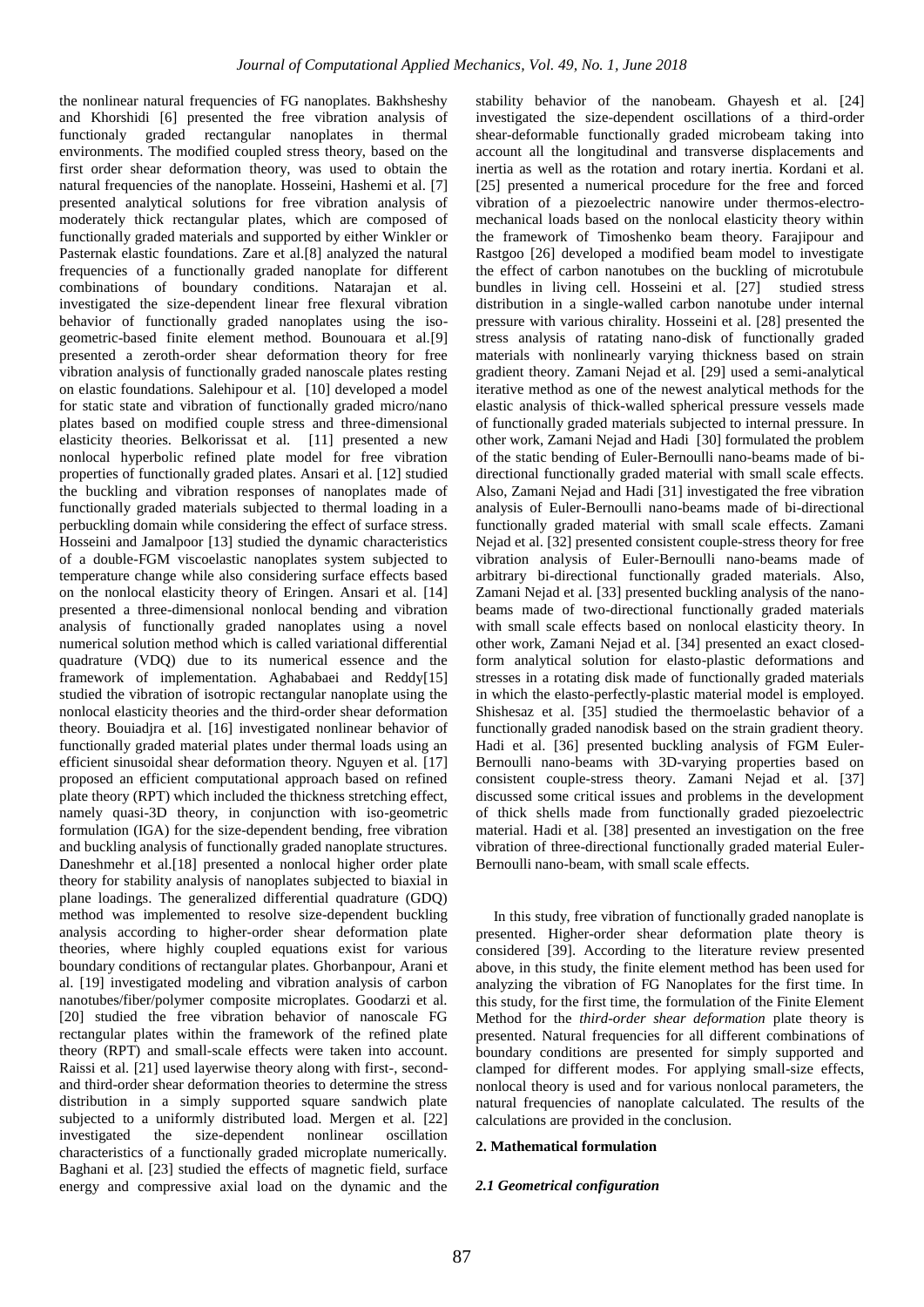the nonlinear natural frequencies of FG nanoplates. Bakhsheshy and Khorshidi [6] presented the free vibration analysis of functionaly graded rectangular nanoplates in thermal environments. The modified coupled stress theory, based on the first order shear deformation theory, was used to obtain the natural frequencies of the nanoplate. Hosseini, Hashemi et al. [7] presented analytical solutions for free vibration analysis of moderately thick rectangular plates, which are composed of functionally graded materials and supported by either Winkler or Pasternak elastic foundations. Zare et al.[8] analyzed the natural frequencies of a functionally graded nanoplate for different combinations of boundary conditions. Natarajan et al. investigated the size-dependent linear free flexural vibration behavior of functionally graded nanoplates using the iso-geometric-based finite element method. Bounouara et al.[9] presented a zeroth-order shear deformation theory for free vibration analysis of functionally graded nanoscale plates resting on elastic foundations. Salehipour et al. [10] developed a model for static state and vibration of functionally graded micro/nano plates based on modified couple stress and three-dimensional elasticity theories. Belkorissat et al. [11] presented a new nonlocal hyperbolic refined plate model for free vibration properties of functionally graded plates. Ansari et al. [12] studied the buckling and vibration responses of nanoplates made of functionally graded materials subjected to thermal loading in a perbuckling domain while considering the effect of surface stress. Hosseini and Jamalpoor [13] studied the dynamic characteristics of a double-FGM viscoelastic nanoplates system subjected to temperature change while also considering surface effects based on the nonlocal elasticity theory of Eringen. Ansari et al. [14] presented a three-dimensional nonlocal bending and vibration analysis of functionally graded nanoplates using a novel numerical solution method which is called variational differential quadrature (VDQ) due to its numerical essence and the framework of implementation. Aghababaei and Reddy[15] studied the vibration of isotropic rectangular nanoplate using the nonlocal elasticity theories and the third-order shear deformation theory. Bouiadjra et al. [16] investigated nonlinear behavior of functionally graded material plates under thermal loads using an efficient sinusoidal shear deformation theory. Nguyen et al. [17] proposed an efficient computational approach based on refined plate theory (RPT) which included the thickness stretching effect, namely quasi-3D theory, in conjunction with iso-geometric formulation (IGA) for the size-dependent bending, free vibration and buckling analysis of functionally graded nanoplate structures. Daneshmehr et al.[18] presented a nonlocal higher order plate theory for stability analysis of nanoplates subjected to biaxial in plane loadings. The generalized differential quadrature (GDQ) method was implemented to resolve size-dependent buckling analysis according to higher-order shear deformation plate theories, where highly coupled equations exist for various boundary conditions of rectangular plates. Ghorbanpour, Arani et al. [19] investigated modeling and vibration analysis of carbon nanotubes/fiber/polymer composite microplates. Goodarzi et al. [20] studied the free vibration behavior of nanoscale FG rectangular plates within the framework of the refined plate theory (RPT) and small-scale effects were taken into account. Raissi et al. [21] used layerwise theory along with first-, second- and third-order shear deformation theories to determine the stress distribution in a simply supported square sandwich plate subjected to a uniformly distributed load. Mergen et al. [22] investigated the size-dependent nonlinear oscillation characteristics of a functionally graded microplate numerically. Baghani et al. [23] studied the effects of magnetic field, surface energy and compressive axial load on the dynamic and the stability behavior of the nanobeam. Ghayesh et al. [24] investigated the size-dependent oscillations of a third-order shear-deformable functionally graded microbeam taking into account all the longitudinal and transverse displacements and inertia as well as the rotation and rotary inertia. Kordani et al. [25] presented a numerical procedure for the free and forced vibration of a piezoelectric nanowire under thermos-electro-mechanical loads based on the nonlocal elasticity theory within the framework of Timoshenko beam theory. Farajipour and Rastgoo [26] developed a modified beam model to investigate the effect of carbon nanotubes on the buckling of microtubule bundles in living cell. Hosseini et al. [27] studied stress distribution in a single-walled carbon nanotube under internal pressure with various chirality. Hosseini et al. [28] presented the stress analysis of ratating nano-disk of functionally graded materials with nonlinearly varying thickness based on strain gradient theory. Zamani Nejad et al. [29] used a semi-analytical iterative method as one of the newest analytical methods for the elastic analysis of thick-walled spherical pressure vessels made of functionally graded materials subjected to internal pressure. In other work, Zamani Nejad and Hadi [30] formulated the problem of the static bending of Euler-Bernoulli nano-beams made of bi-directional functionally graded material with small scale effects. Also, Zamani Nejad and Hadi [31] investigated the free vibration analysis of Euler-Bernoulli nano-beams made of bi-directional functionally graded material with small scale effects. Zamani Nejad et al. [32] presented consistent couple-stress theory for free vibration analysis of Euler-Bernoulli nano-beams made of arbitrary bi-directional functionally graded materials. Also, Zamani Nejad et al. [33] presented buckling analysis of the nano-beams made of two-directional functionally graded materials with small scale effects based on nonlocal elasticity theory. In other work, Zamani Nejad et al. [34] presented an exact closed-form analytical solution for elasto-plastic deformations and stresses in a rotating disk made of functionally graded materials in which the elasto-perfectly-plastic material model is employed. Shishesaz et al. [35] studied the thermoelastic behavior of a functionally graded nanodisk based on the strain gradient theory. Hadi et al. [36] presented buckling analysis of FGM Euler-Bernoulli nano-beams with 3D-varying properties based on consistent couple-stress theory. Zamani Nejad et al. [37] discussed some critical issues and problems in the development of thick shells made from functionally graded piezoelectric material. Hadi et al. [38] presented an investigation on the free vibration of three-directional functionally graded material Euler-Bernoulli nano-beam, with small scale effects.

In this study, free vibration of functionally graded nanoplate is presented. Higher-order shear deformation plate theory is considered [39]. According to the literature review presented above, in this study, the finite element method has been used for analyzing the vibration of FG Nanoplates for the first time. In this study, for the first time, the formulation of the Finite Element Method for the *third-order shear deformation* plate theory is presented. Natural frequencies for all different combinations of boundary conditions are presented for simply supported and clamped for different modes. For applying small-size effects, nonlocal theory is used and for various nonlocal parameters, the natural frequencies of nanoplate calculated. The results of the calculations are provided in the conclusion.

## 2. Mathematical formulation

### *2.1 Geometrical configuration*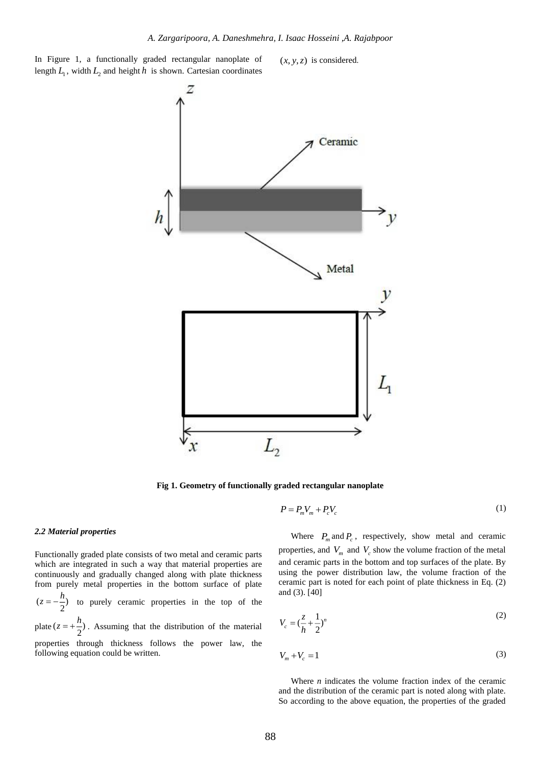In Figure 1, a functionally graded rectangular nanoplate of length $L_1$, width $L_2$ and height $h$ is shown. Cartesian coordinates $(x, y, z)$ is considered.

**Fig 1. Geometry of functionally graded rectangular nanoplate**

### *2.2 Material properties*

Functionally graded plate consists of two metal and ceramic parts which are integrated in such a way that material properties are continuously and gradually changed along with plate thickness from purely metal properties in the bottom surface of plate $(z=-\frac{h}{2})$ to purely ceramic properties in the top of the plate $(z=+\frac{h}{2})$. Assuming that the distribution of the material properties through thickness follows the power law, the following equation could be written.

$$P = P_m V_m + P_c V_c \tag{1}$$

Where $P_m$ and $P_c$, respectively, show metal and ceramic properties, and $V_m$ and $V_c$ show the volume fraction of the metal and ceramic parts in the bottom and top surfaces of the plate. By using the power distribution law, the volume fraction of the ceramic part is noted for each point of plate thickness in Eq. (2) and (3). [40]

$$V_c = (\frac{z}{h}+\frac{1}{2})^n \tag{2}$$

$$V_m + V_c = 1 \tag{3}$$

Where $n$ indicates the volume fraction index of the ceramic and the distribution of the ceramic part is noted along with plate. So according to the above equation, the properties of the graded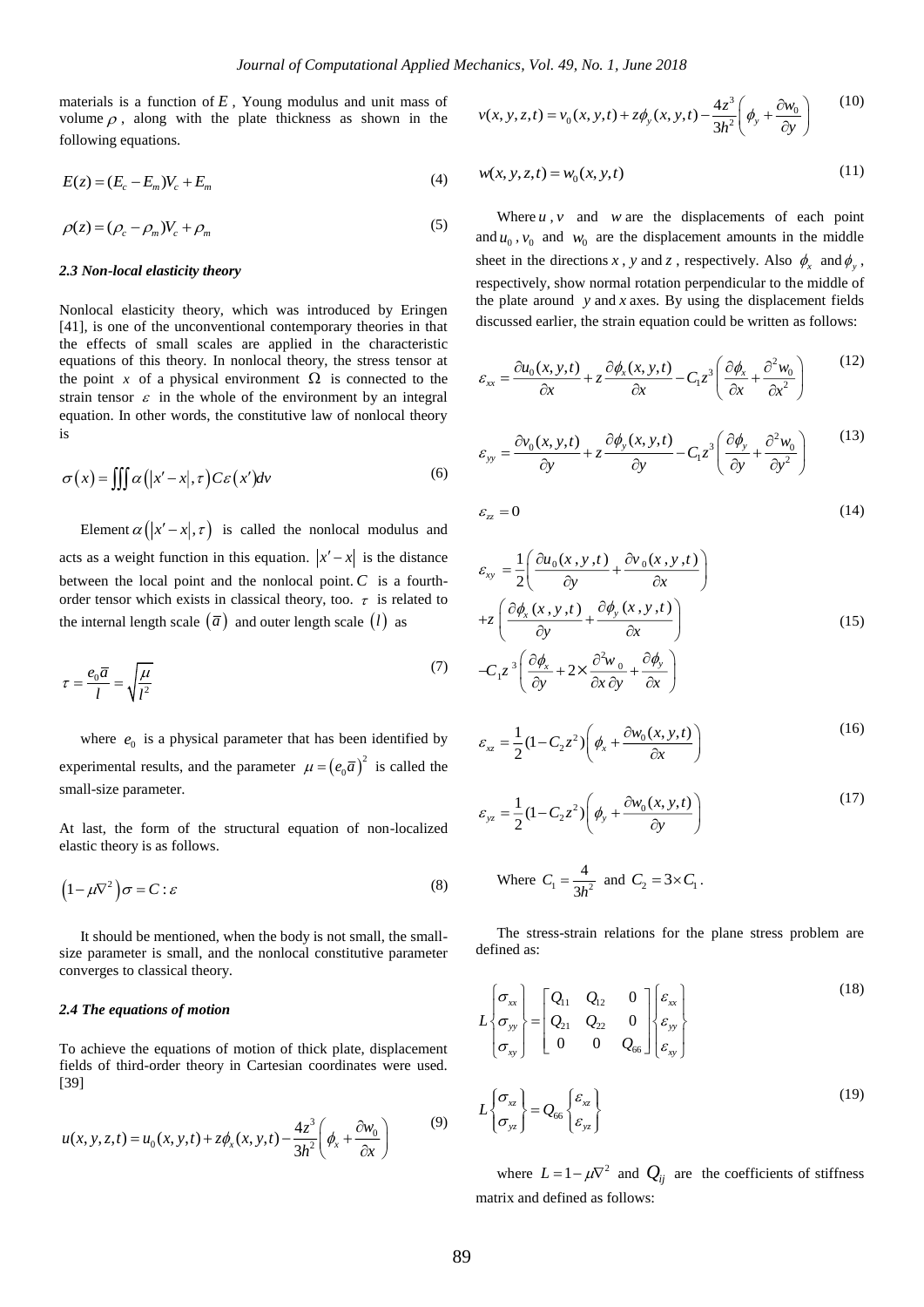materials is a function of $E$, Young modulus and unit mass of volume $\rho$, along with the plate thickness as shown in the following equations.

$$E(z) = (E_c - E_m)V_c + E_m \tag{4}$$

$$\rho(z) = (\rho_c - \rho_m)V_c + \rho_m \tag{5}$$

### 2.3 Non-local elasticity theory

Nonlocal elasticity theory, which was introduced by Eringen [41], is one of the unconventional contemporary theories in that the effects of small scales are applied in the characteristic equations of this theory. In nonlocal theory, the stress tensor at the point $x$ of a physical environment $\Omega$ is connected to the strain tensor $\varepsilon$ in the whole of the environment by an integral equation. In other words, the constitutive law of nonlocal theory is

$$\sigma(x) = \iiint \alpha\left(\left|x' - x\right|, \tau\right) C\varepsilon\left(x'\right) dv \tag{6}$$

Element $\alpha\left(\left|x'-x\right|, \tau\right)$ is called the nonlocal modulus and acts as a weight function in this equation. $\left|x'-x\right|$ is the distance between the local point and the nonlocal point. $C$ is a fourth-order tensor which exists in classical theory, too. $\tau$ is related to the internal length scale $(\bar{a})$ and outer length scale $(l)$ as

$$\tau = \frac{e_0 \bar{a}}{l} = \sqrt{\frac{\mu}{l^2}} \tag{7}$$

where $e_0$ is a physical parameter that has been identified by experimental results, and the parameter $\mu = (e_0 \bar{a})^2$ is called the small-size parameter.

At last, the form of the structural equation of non-localized elastic theory is as follows.

$$\left(1 - \mu \nabla^2\right)\sigma = C : \varepsilon \tag{8}$$

It should be mentioned, when the body is not small, the small-size parameter is small, and the nonlocal constitutive parameter converges to classical theory.

### 2.4 The equations of motion

To achieve the equations of motion of thick plate, displacement fields of third-order theory in Cartesian coordinates were used. [39]

$$u(x,y,z,t) = u_0(x,y,t) + z\phi_x(x,y,t) - \frac{4z^3}{3h^2}\left(\phi_x + \frac{\partial w_0}{\partial x}\right) \tag{9}$$

$$v(x,y,z,t) = v_0(x,y,t) + z\phi_y(x,y,t) - \frac{4z^3}{3h^2}\left(\phi_y + \frac{\partial w_0}{\partial y}\right) \tag{10}$$

$$w(x,y,z,t) = w_0(x,y,t) \tag{11}$$

Where $u$, $v$ and $w$ are the displacements of each point and $u_0$, $v_0$ and $w_0$ are the displacement amounts in the middle sheet in the directions $x$, $y$ and $z$, respectively. Also $\phi_x$ and $\phi_y$, respectively, show normal rotation perpendicular to the middle of the plate around $y$ and $x$ axes. By using the displacement fields discussed earlier, the strain equation could be written as follows:

$$\varepsilon_{xx} = \frac{\partial u_0(x,y,t)}{\partial x} + z\frac{\partial \phi_x(x,y,t)}{\partial x} - C_1 z^3\left(\frac{\partial \phi_x}{\partial x} + \frac{\partial^2 w_0}{\partial x^2}\right) \tag{12}$$

$$\varepsilon_{yy} = \frac{\partial v_0(x,y,t)}{\partial y} + z\frac{\partial \phi_y(x,y,t)}{\partial y} - C_1 z^3\left(\frac{\partial \phi_y}{\partial y} + \frac{\partial^2 w_0}{\partial y^2}\right) \tag{13}$$

$$\varepsilon_{zz} = 0 \tag{14}$$

$$\begin{aligned}\varepsilon_{xy} &= \frac{1}{2}\left(\frac{\partial u_0(x,y,t)}{\partial y} + \frac{\partial v_0(x,y,t)}{\partial x}\right) \\ &+ z\left(\frac{\partial \phi_x(x,y,t)}{\partial y} + \frac{\partial \phi_y(x,y,t)}{\partial x}\right) \\ &- C_1 z^3\left(\frac{\partial \phi_x}{\partial y} + 2\times\frac{\partial^2 w_0}{\partial x \partial y} + \frac{\partial \phi_y}{\partial x}\right)\end{aligned} \tag{15}$$

$$\varepsilon_{xz} = \frac{1}{2}(1 - C_2 z^2)\left(\phi_x + \frac{\partial w_0(x,y,t)}{\partial x}\right) \tag{16}$$

$$\varepsilon_{yz} = \frac{1}{2}(1 - C_2 z^2)\left(\phi_y + \frac{\partial w_0(x,y,t)}{\partial y}\right) \tag{17}$$

Where $C_1 = \frac{4}{3h^2}$ and $C_2 = 3 \times C_1$.

The stress-strain relations for the plane stress problem are defined as:

$$L\begin{Bmatrix}\sigma_{xx} \\ \sigma_{yy} \\ \sigma_{xy}\end{Bmatrix} = \begin{bmatrix}Q_{11} & Q_{12} & 0 \\ Q_{21} & Q_{22} & 0 \\ 0 & 0 & Q_{66}\end{bmatrix}\begin{Bmatrix}\varepsilon_{xx} \\ \varepsilon_{yy} \\ \varepsilon_{xy}\end{Bmatrix} \tag{18}$$

$$L\begin{Bmatrix}\sigma_{xz} \\ \sigma_{yz}\end{Bmatrix} = Q_{66}\begin{Bmatrix}\varepsilon_{xz} \\ \varepsilon_{yz}\end{Bmatrix} \tag{19}$$

where $L = 1 - \mu\nabla^2$ and $Q_{ij}$ are the coefficients of stiffness matrix and defined as follows: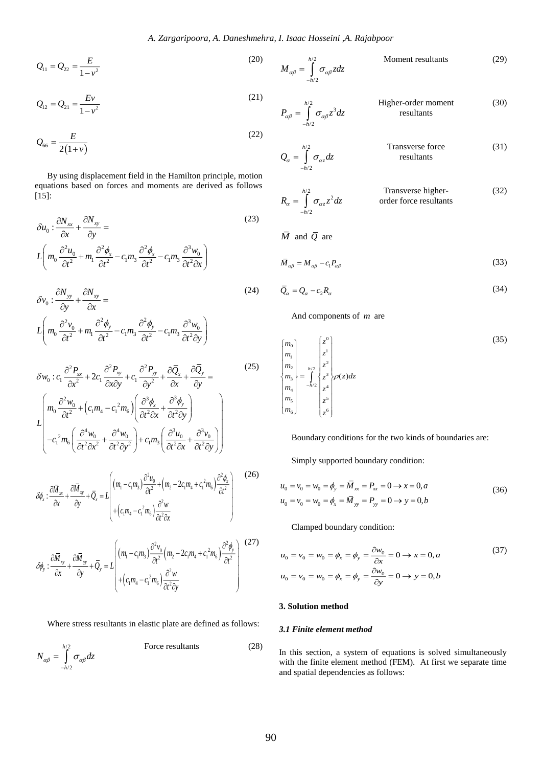$$Q_{11} = Q_{22} = \frac{E}{1-v^2} \tag{20}$$

$$Q_{12} = Q_{21} = \frac{Ev}{1-v^2} \tag{21}$$

$$Q_{66} = \frac{E}{2(1+v)} \tag{22}$$

By using displacement field in the Hamilton principle, motion equations based on forces and moments are derived as follows [15]:

$$\delta u_0 : \frac{\partial N_{xx}}{\partial x} + \frac{\partial N_{xy}}{\partial y} = L\left( m_0 \frac{\partial^2 u_0}{\partial t^2} + m_1 \frac{\partial^2 \phi_x}{\partial t^2} - c_1 m_3 \frac{\partial^2 \phi_x}{\partial t^2} - c_1 m_3 \frac{\partial^3 w_0}{\partial t^2 \partial x} \right) \tag{23}$$

$$\delta v_0 : \frac{\partial N_{yy}}{\partial y} + \frac{\partial N_{xy}}{\partial x} = L\left( m_0 \frac{\partial^2 v_0}{\partial t^2} + m_1 \frac{\partial^2 \phi_y}{\partial t^2} - c_1 m_3 \frac{\partial^2 \phi_y}{\partial t^2} - c_1 m_3 \frac{\partial^3 w_0}{\partial t^2 \partial y} \right) \tag{24}$$

$$\delta w_0 : c_1 \frac{\partial^2 P_{xx}}{\partial x^2} + 2c_1 \frac{\partial^2 P_{xy}}{\partial x \partial y} + c_1 \frac{\partial^2 P_{yy}}{\partial y^2} + \frac{\partial \bar{Q}_x}{\partial x} + \frac{\partial \bar{Q}_y}{\partial y} = L\left( \begin{aligned} & m_0 \frac{\partial^2 w_0}{\partial t^2} + \left(c_1 m_4 - c_1^2 m_6\right)\left( \frac{\partial^3 \phi_x}{\partial t^2 \partial x} + \frac{\partial^3 \phi_y}{\partial t^2 \partial y} \right) \\ & - c_1^2 m_6 \left( \frac{\partial^4 w_0}{\partial t^2 \partial x^2} + \frac{\partial^4 w_0}{\partial t^2 \partial y^2} \right) + c_1 m_3 \left( \frac{\partial^3 u_0}{\partial t^2 \partial x} + \frac{\partial^3 v_0}{\partial t^2 \partial y} \right) \end{aligned} \right) \tag{25}$$

$$\delta \phi_x : \frac{\partial \bar{M}_{xx}}{\partial x} + \frac{\partial \bar{M}_{xy}}{\partial y} + \bar{Q}_x = L\left( \begin{aligned} & \left(m_1 - c_1 m_3\right) \frac{\partial^2 u_0}{\partial t^2} + \left(m_2 - 2c_1 m_4 + c_1^2 m_6\right) \frac{\partial^2 \phi_x}{\partial t^2} \\ & + \left(c_1 m_4 - c_1^2 m_6\right) \frac{\partial^2 w}{\partial t^2 \partial x} \end{aligned} \right) \tag{26}$$

$$\delta \phi_y : \frac{\partial \bar{M}_{xy}}{\partial x} + \frac{\partial \bar{M}_{yy}}{\partial y} + \bar{Q}_y = L\left( \begin{aligned} & \left(m_1 - c_1 m_3\right) \frac{\partial^2 v_0}{\partial t^2} \left(m_2 - 2c_1 m_4 + c_1^2 m_6\right) \frac{\partial^2 \phi_y}{\partial t^2} \\ & + \left(c_1 m_4 - c_1^2 m_6\right) \frac{\partial^2 w}{\partial t^2 \partial y} \end{aligned} \right) \tag{27}$$

Where stress resultants in elastic plate are defined as follows:

Force resultants
$$N_{\alpha\beta} = \int_{-h/2}^{h/2} \sigma_{\alpha\beta} dz \tag{28}$$

Moment resultants
$$M_{\alpha\beta} = \int_{-h/2}^{h/2} \sigma_{\alpha\beta} z dz \tag{29}$$

Higher-order moment resultants
$$P_{\alpha\beta} = \int_{-h/2}^{h/2} \sigma_{\alpha\beta} z^3 dz \tag{30}$$

Transverse force resultants
$$Q_{\alpha} = \int_{-h/2}^{h/2} \sigma_{\alpha z} dz \tag{31}$$

Transverse higher-order force resultants
$$R_{\alpha} = \int_{-h/2}^{h/2} \sigma_{\alpha z} z^2 dz \tag{32}$$

$\bar{M}$ and $\bar{Q}$ are

$$\bar{M}_{\alpha\beta} = M_{\alpha\beta} - c_1 P_{\alpha\beta} \tag{33}$$

$$\bar{Q}_{\alpha} = Q_{\alpha} - c_2 R_{\alpha} \tag{34}$$

And components of $m$ are

$$\begin{Bmatrix} m_0 \\ m_1 \\ m_2 \\ m_3 \\ m_4 \\ m_5 \\ m_6 \end{Bmatrix} = \int_{-h/2}^{h/2} \begin{Bmatrix} z^0 \\ z^1 \\ z^2 \\ z^3 \\ z^4 \\ z^5 \\ z^6 \end{Bmatrix} \rho(z) dz \tag{35}$$

Boundary conditions for the two kinds of boundaries are:

Simply supported boundary condition:

$$\begin{aligned} & u_0 = v_0 = w_0 = \phi_y = \bar{M}_{xx} = P_{xx} = 0 \rightarrow x = 0, a \\ & u_0 = v_0 = w_0 = \phi_x = \bar{M}_{yy} = P_{yy} = 0 \rightarrow y = 0, b \end{aligned} \tag{36}$$

Clamped boundary condition:

$$\begin{aligned} & u_0 = v_0 = w_0 = \phi_x = \phi_y = \frac{\partial w_0}{\partial x} = 0 \rightarrow x = 0, a \\ & u_0 = v_0 = w_0 = \phi_x = \phi_y = \frac{\partial w_0}{\partial y} = 0 \rightarrow y = 0, b \end{aligned} \tag{37}$$

### 3. Solution method

#### *3.1 Finite element method*

In this section, a system of equations is solved simultaneously with the finite element method (FEM). At first we separate time and spatial dependencies as follows: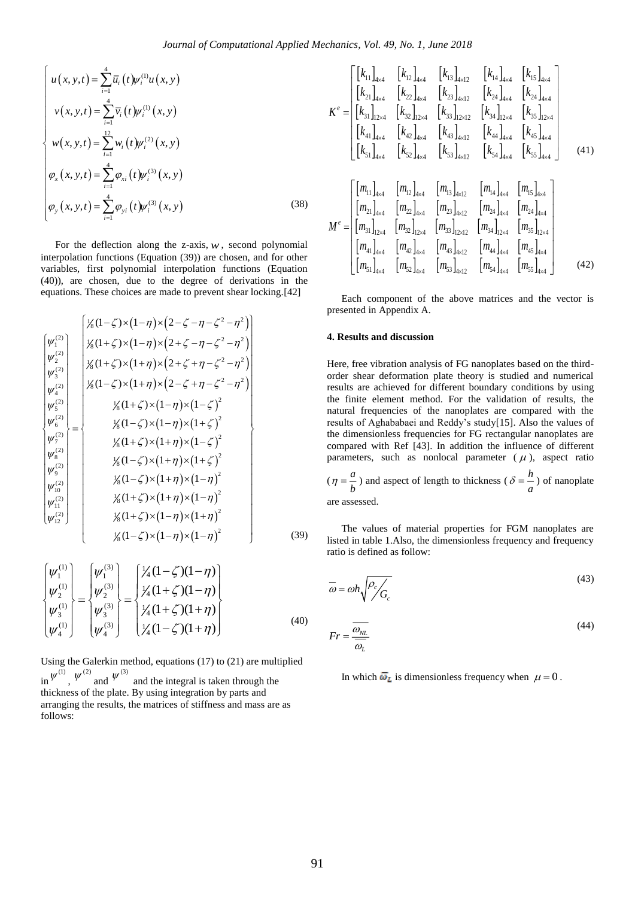$$
\begin{cases}
u(x,y,t) = \sum_{i=1}^{4} \bar{u}_i(t)\psi_i^{(1)} u(x,y) \\
v(x,y,t) = \sum_{i=1}^{4} \bar{v}_i(t)\psi_i^{(1)}(x,y) \\
w(x,y,t) = \sum_{i=1}^{12} w_i(t)\psi_i^{(2)}(x,y) \\
\varphi_x(x,y,t) = \sum_{i=1}^{4} \varphi_{xi}(t)\psi_i^{(3)}(x,y) \\
\varphi_y(x,y,t) = \sum_{i=1}^{4} \varphi_{yi}(t)\psi_i^{(3)}(x,y)
\end{cases}
\tag{38}
$$

For the deflection along the z-axis, $w$, second polynomial interpolation functions (Equation (39)) are chosen, and for other variables, first polynomial interpolation functions (Equation (40)), are chosen, due to the degree of derivations in the equations. These choices are made to prevent shear locking.[42]

$$
\begin{Bmatrix}
\psi_1^{(2)} \\ \psi_2^{(2)} \\ \psi_3^{(2)} \\ \psi_4^{(2)} \\ \psi_5^{(2)} \\ \psi_6^{(2)} \\ \psi_7^{(2)} \\ \psi_8^{(2)} \\ \psi_9^{(2)} \\ \psi_{10}^{(2)} \\ \psi_{11}^{(2)} \\ \psi_{12}^{(2)}
\end{Bmatrix}
=
\begin{Bmatrix}
\frac{1}{8}(1-\zeta)\times(1-\eta)\times(2-\zeta-\eta-\zeta^2-\eta^2) \\
\frac{1}{8}(1+\zeta)\times(1-\eta)\times(2+\zeta-\eta-\zeta^2-\eta^2) \\
\frac{1}{8}(1+\zeta)\times(1+\eta)\times(2+\zeta+\eta-\zeta^2-\eta^2) \\
\frac{1}{8}(1-\zeta)\times(1+\eta)\times(2-\zeta+\eta-\zeta^2-\eta^2) \\
\frac{1}{8}(1+\zeta)\times(1-\eta)\times(1-\zeta)^2 \\
\frac{1}{8}(1-\zeta)\times(1-\eta)\times(1+\zeta)^2 \\
\frac{1}{8}(1+\zeta)\times(1+\eta)\times(1-\zeta)^2 \\
\frac{1}{8}(1-\zeta)\times(1+\eta)\times(1+\zeta)^2 \\
\frac{1}{8}(1-\zeta)\times(1+\eta)\times(1-\eta)^2 \\
\frac{1}{8}(1+\zeta)\times(1+\eta)\times(1-\eta)^2 \\
\frac{1}{8}(1+\zeta)\times(1-\eta)\times(1+\eta)^2 \\
\frac{1}{8}(1-\zeta)\times(1-\eta)\times(1-\eta)^2
\end{Bmatrix}
\tag{39}
$$

$$
\begin{Bmatrix}
\psi_1^{(1)} \\ \psi_2^{(1)} \\ \psi_3^{(1)} \\ \psi_4^{(1)}
\end{Bmatrix}
=
\begin{Bmatrix}
\psi_1^{(3)} \\ \psi_2^{(3)} \\ \psi_3^{(3)} \\ \psi_4^{(3)}
\end{Bmatrix}
=
\begin{Bmatrix}
\frac{1}{4}(1-\zeta)(1-\eta) \\
\frac{1}{4}(1+\zeta)(1-\eta) \\
\frac{1}{4}(1+\zeta)(1+\eta) \\
\frac{1}{4}(1-\zeta)(1+\eta)
\end{Bmatrix}
\tag{40}
$$

Using the Galerkin method, equations (17) to (21) are multiplied in $\psi^{(1)}$, $\psi^{(2)}$ and $\psi^{(3)}$ and the integral is taken through the thickness of the plate. By using integration by parts and arranging the results, the matrices of stiffness and mass are as follows:

$$
K^e =
\begin{bmatrix}
[k_{11}]_{4\times4} & [k_{12}]_{4\times4} & [k_{13}]_{4\times12} & [k_{14}]_{4\times4} & [k_{15}]_{4\times4} \\
[k_{21}]_{4\times4} & [k_{22}]_{4\times4} & [k_{23}]_{4\times12} & [k_{24}]_{4\times4} & [k_{24}]_{4\times4} \\
[k_{31}]_{12\times4} & [k_{32}]_{12\times4} & [k_{33}]_{12\times12} & [k_{34}]_{12\times4} & [k_{35}]_{12\times4} \\
[k_{41}]_{4\times4} & [k_{42}]_{4\times4} & [k_{43}]_{4\times12} & [k_{44}]_{4\times4} & [k_{45}]_{4\times4} \\
[k_{51}]_{4\times4} & [k_{52}]_{4\times4} & [k_{53}]_{4\times12} & [k_{54}]_{4\times4} & [k_{55}]_{4\times4}
\end{bmatrix}
\tag{41}
$$

$$
M^e =
\begin{bmatrix}
[m_{11}]_{4\times4} & [m_{12}]_{4\times4} & [m_{13}]_{4\times12} & [m_{14}]_{4\times4} & [m_{15}]_{4\times4} \\
[m_{21}]_{4\times4} & [m_{22}]_{4\times4} & [m_{23}]_{4\times12} & [m_{24}]_{4\times4} & [m_{24}]_{4\times4} \\
[m_{31}]_{12\times4} & [m_{32}]_{12\times4} & [m_{33}]_{12\times12} & [m_{34}]_{12\times4} & [m_{35}]_{12\times4} \\
[m_{41}]_{4\times4} & [m_{42}]_{4\times4} & [m_{43}]_{4\times12} & [m_{44}]_{4\times4} & [m_{45}]_{4\times4} \\
[m_{51}]_{4\times4} & [m_{52}]_{4\times4} & [m_{53}]_{4\times12} & [m_{54}]_{4\times4} & [m_{55}]_{4\times4}
\end{bmatrix}
\tag{42}
$$

Each component of the above matrices and the vector is presented in Appendix A.

#### 4. Results and discussion

Here, free vibration analysis of FG nanoplates based on the third-order shear deformation plate theory is studied and numerical results are achieved for different boundary conditions by using the finite element method. For the validation of results, the natural frequencies of the nanoplates are compared with the results of Aghababaei and Reddy's study[15]. Also the values of the dimensionless frequencies for FG rectangular nanoplates are compared with Ref [43]. In addition the influence of different parameters, such as nonlocal parameter ($\mu$), aspect ratio ($\eta = \frac{a}{b}$) and aspect of length to thickness ($\delta = \frac{h}{a}$) of nanoplate are assessed.

The values of material properties for FGM nanoplates are listed in table 1.Also, the dimensionless frequency and frequency ratio is defined as follow:

$$
\bar{\omega} = \omega h \sqrt{\rho_c / G_c}
\tag{43}
$$

$$
Fr = \frac{\overline{\omega_{NL}}}{\overline{\omega_L}}
\tag{44}
$$

In which $\bar{\omega}_L$ is dimensionless frequency when $\mu = 0$.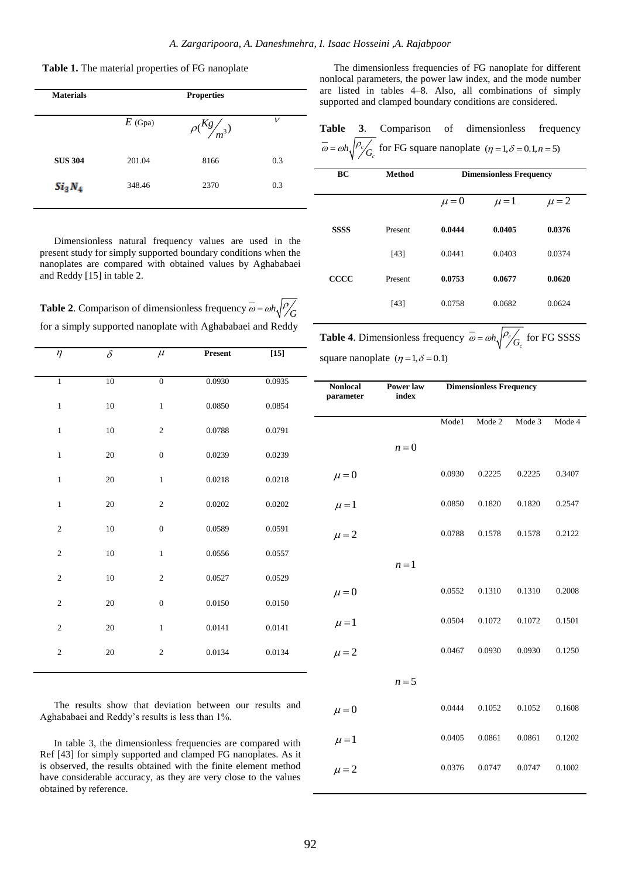**Table 1.** The material properties of FG nanoplate

| Materials | Properties | | |
|---|---|---|---|
| | $E$ (Gpa) | $\rho(Kg/m^3)$ | $\nu$ |
| **SUS 304** | 201.04 | 8166 | 0.3 |
| $Si_3N_4$ | 348.46 | 2370 | 0.3 |

Dimensionless natural frequency values are used in the present study for simply supported boundary conditions when the nanoplates are compared with obtained values by Aghababaei and Reddy [15] in table 2.

**Table 2**. Comparison of dimensionless frequency $\bar{\omega} = \omega h\sqrt{\rho/G}$ for a simply supported nanoplate with Aghababaei and Reddy

| $\eta$ | $\delta$ | $\mu$ | **Present** | **[15]** |
|---|---|---|---|---|
| 1 | 10 | 0 | 0.0930 | 0.0935 |
| 1 | 10 | 1 | 0.0850 | 0.0854 |
| 1 | 10 | 2 | 0.0788 | 0.0791 |
| 1 | 20 | 0 | 0.0239 | 0.0239 |
| 1 | 20 | 1 | 0.0218 | 0.0218 |
| 1 | 20 | 2 | 0.0202 | 0.0202 |
| 2 | 10 | 0 | 0.0589 | 0.0591 |
| 2 | 10 | 1 | 0.0556 | 0.0557 |
| 2 | 10 | 2 | 0.0527 | 0.0529 |
| 2 | 20 | 0 | 0.0150 | 0.0150 |
| 2 | 20 | 1 | 0.0141 | 0.0141 |
| 2 | 20 | 2 | 0.0134 | 0.0134 |

The results show that deviation between our results and Aghababaei and Reddy's results is less than 1%.

In table 3, the dimensionless frequencies are compared with Ref [43] for simply supported and clamped FG nanoplates. As it is observed, the results obtained with the finite element method have considerable accuracy, as they are very close to the values obtained by reference.

The dimensionless frequencies of FG nanoplate for different nonlocal parameters, the power law index, and the mode number are listed in tables 4–8. Also, all combinations of simply supported and clamped boundary conditions are considered.

**Table 3**. Comparison of dimensionless frequency $\bar{\omega} = \omega h\sqrt{\rho_c/G_c}$ for FG square nanoplate $(\eta = 1, \delta = 0.1, n = 5)$

| BC | Method | Dimensionless Frequency | | |
|---|---|---|---|---|
| | | $\mu = 0$ | $\mu = 1$ | $\mu = 2$ |
| **SSSS** | Present | **0.0444** | **0.0405** | **0.0376** |
| | [43] | 0.0441 | 0.0403 | 0.0374 |
| **CCCC** | Present | **0.0753** | **0.0677** | **0.0620** |
| | [43] | 0.0758 | 0.0682 | 0.0624 |

**Table 4**. Dimensionless frequency $\bar{\omega} = \omega h\sqrt{\rho_c/G_c}$ for FG SSSS square nanoplate $(\eta = 1, \delta = 0.1)$

| Nonlocal parameter | Power law index | Dimensionless Frequency | | | |
|---|---|---|---|---|---|
| | | Mode1 | Mode 2 | Mode 3 | Mode 4 |
| | $n = 0$ | | | | |
| $\mu = 0$ | | 0.0930 | 0.2225 | 0.2225 | 0.3407 |
| $\mu = 1$ | | 0.0850 | 0.1820 | 0.1820 | 0.2547 |
| $\mu = 2$ | | 0.0788 | 0.1578 | 0.1578 | 0.2122 |
| | $n = 1$ | | | | |
| $\mu = 0$ | | 0.0552 | 0.1310 | 0.1310 | 0.2008 |
| $\mu = 1$ | | 0.0504 | 0.1072 | 0.1072 | 0.1501 |
| $\mu = 2$ | | 0.0467 | 0.0930 | 0.0930 | 0.1250 |
| | $n = 5$ | | | | |
| $\mu = 0$ | | 0.0444 | 0.1052 | 0.1052 | 0.1608 |
| $\mu = 1$ | | 0.0405 | 0.0861 | 0.0861 | 0.1202 |
| $\mu = 2$ | | 0.0376 | 0.0747 | 0.0747 | 0.1002 |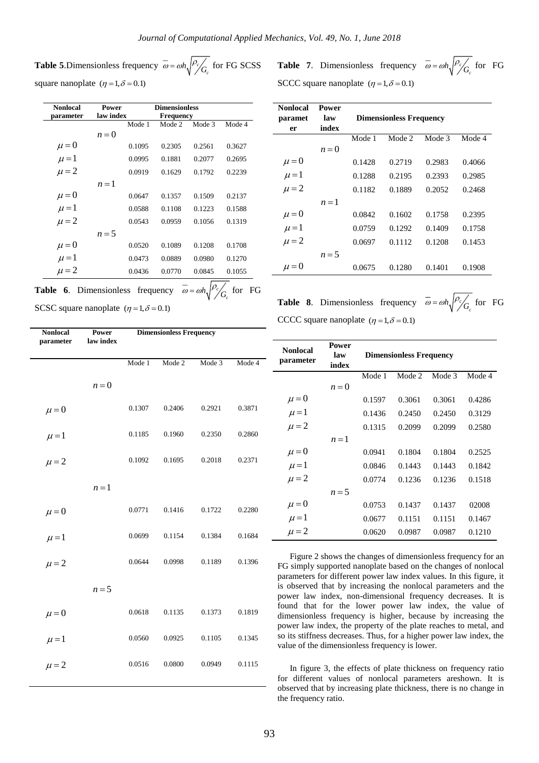**Table 5**. Dimensionless frequency $\bar{\omega} = \omega h\sqrt{\rho_c / G_c}$ for FG SCSS square nanoplate $(\eta = 1, \delta = 0.1)$

| Nonlocal parameter | Power law index | Dimensionless Frequency | | | |
|---|---|---|---|---|---|
| | | Mode 1 | Mode 2 | Mode 3 | Mode 4 |
| | $n=0$ | | | | |
| $\mu=0$ | | 0.1095 | 0.2305 | 0.2561 | 0.3627 |
| $\mu=1$ | | 0.0995 | 0.1881 | 0.2077 | 0.2695 |
| $\mu=2$ | | 0.0919 | 0.1629 | 0.1792 | 0.2239 |
| | $n=1$ | | | | |
| $\mu=0$ | | 0.0647 | 0.1357 | 0.1509 | 0.2137 |
| $\mu=1$ | | 0.0588 | 0.1108 | 0.1223 | 0.1588 |
| $\mu=2$ | | 0.0543 | 0.0959 | 0.1056 | 0.1319 |
| | $n=5$ | | | | |
| $\mu=0$ | | 0.0520 | 0.1089 | 0.1208 | 0.1708 |
| $\mu=1$ | | 0.0473 | 0.0889 | 0.0980 | 0.1270 |
| $\mu=2$ | | 0.0436 | 0.0770 | 0.0845 | 0.1055 |

**Table 6**. Dimensionless frequency $\bar{\omega} = \omega h\sqrt{\rho_c / G_c}$ for FG SCSC square nanoplate $(\eta = 1, \delta = 0.1)$

| Nonlocal parameter | Power law index | Dimensionless Frequency | | | |
|---|---|---|---|---|---|
| | | Mode 1 | Mode 2 | Mode 3 | Mode 4 |
| | $n=0$ | | | | |
| $\mu=0$ | | 0.1307 | 0.2406 | 0.2921 | 0.3871 |
| $\mu=1$ | | 0.1185 | 0.1960 | 0.2350 | 0.2860 |
| $\mu=2$ | | 0.1092 | 0.1695 | 0.2018 | 0.2371 |
| | $n=1$ | | | | |
| $\mu=0$ | | 0.0771 | 0.1416 | 0.1722 | 0.2280 |
| $\mu=1$ | | 0.0699 | 0.1154 | 0.1384 | 0.1684 |
| $\mu=2$ | | 0.0644 | 0.0998 | 0.1189 | 0.1396 |
| | $n=5$ | | | | |
| $\mu=0$ | | 0.0618 | 0.1135 | 0.1373 | 0.1819 |
| $\mu=1$ | | 0.0560 | 0.0925 | 0.1105 | 0.1345 |
| $\mu=2$ | | 0.0516 | 0.0800 | 0.0949 | 0.1115 |

**Table 7**. Dimensionless frequency $\bar{\omega} = \omega h\sqrt{\rho_c / G_c}$ for FG SCCC square nanoplate $(\eta = 1, \delta = 0.1)$

| Nonlocal parameter | Power law index | Dimensionless Frequency | | | |
|---|---|---|---|---|---|
| | | Mode 1 | Mode 2 | Mode 3 | Mode 4 |
| | $n=0$ | | | | |
| $\mu=0$ | | 0.1428 | 0.2719 | 0.2983 | 0.4066 |
| $\mu=1$ | | 0.1288 | 0.2195 | 0.2393 | 0.2985 |
| $\mu=2$ | | 0.1182 | 0.1889 | 0.2052 | 0.2468 |
| | $n=1$ | | | | |
| $\mu=0$ | | 0.0842 | 0.1602 | 0.1758 | 0.2395 |
| $\mu=1$ | | 0.0759 | 0.1292 | 0.1409 | 0.1758 |
| $\mu=2$ | | 0.0697 | 0.1112 | 0.1208 | 0.1453 |
| | $n=5$ | | | | |
| $\mu=0$ | | 0.0675 | 0.1280 | 0.1401 | 0.1908 |

**Table 8**. Dimensionless frequency $\bar{\omega} = \omega h\sqrt{\rho_c / G_c}$ for FG CCCC square nanoplate $(\eta = 1, \delta = 0.1)$

| Nonlocal parameter | Power law index | Dimensionless Frequency | | | |
|---|---|---|---|---|---|
| | | Mode 1 | Mode 2 | Mode 3 | Mode 4 |
| | $n=0$ | | | | |
| $\mu=0$ | | 0.1597 | 0.3061 | 0.3061 | 0.4286 |
| $\mu=1$ | | 0.1436 | 0.2450 | 0.2450 | 0.3129 |
| $\mu=2$ | | 0.1315 | 0.2099 | 0.2099 | 0.2580 |
| | $n=1$ | | | | |
| $\mu=0$ | | 0.0941 | 0.1804 | 0.1804 | 0.2525 |
| $\mu=1$ | | 0.0846 | 0.1443 | 0.1443 | 0.1842 |
| $\mu=2$ | | 0.0774 | 0.1236 | 0.1236 | 0.1518 |
| | $n=5$ | | | | |
| $\mu=0$ | | 0.0753 | 0.1437 | 0.1437 | 02008 |
| $\mu=1$ | | 0.0677 | 0.1151 | 0.1151 | 0.1467 |
| $\mu=2$ | | 0.0620 | 0.0987 | 0.0987 | 0.1210 |

Figure 2 shows the changes of dimensionless frequency for an FG simply supported nanoplate based on the changes of nonlocal parameters for different power law index values. In this figure, it is observed that by increasing the nonlocal parameters and the power law index, non-dimensional frequency decreases. It is found that for the lower power law index, the value of dimensionless frequency is higher, because by increasing the power law index, the property of the plate reaches to metal, and so its stiffness decreases. Thus, for a higher power law index, the value of the dimensionless frequency is lower.

In figure 3, the effects of plate thickness on frequency ratio for different values of nonlocal parameters areshown. It is observed that by increasing plate thickness, there is no change in the frequency ratio.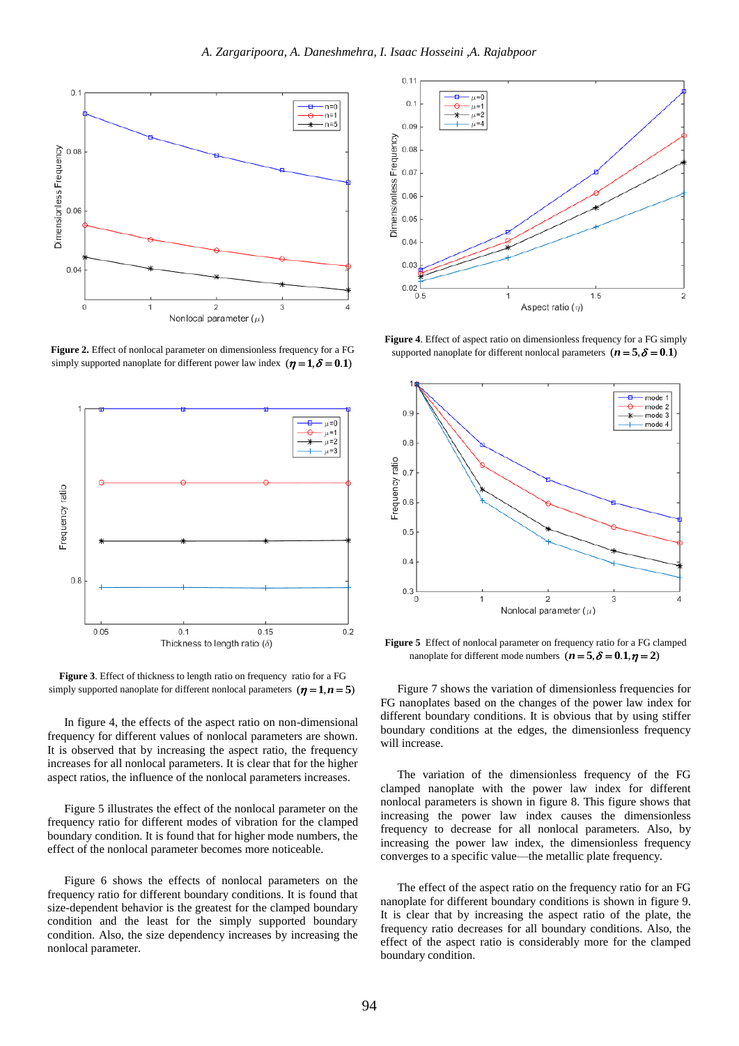**Figure 2.** Effect of nonlocal parameter on dimensionless frequency for a FG simply supported nanoplate for different power law index $(\eta = 1, \delta = 0.1)$

**Figure 4**. Effect of aspect ratio on dimensionless frequency for a FG simply supported nanoplate for different nonlocal parameters $(n = 5, \delta = 0.1)$

**Figure 3**. Effect of thickness to length ratio on frequency ratio for a FG simply supported nanoplate for different nonlocal parameters $(\eta = 1, n = 5)$

**Figure 5** Effect of nonlocal parameter on frequency ratio for a FG clamped nanoplate for different mode numbers $(n = 5, \delta = 0.1, \eta = 2)$

In figure 4, the effects of the aspect ratio on non-dimensional frequency for different values of nonlocal parameters are shown. It is observed that by increasing the aspect ratio, the frequency increases for all nonlocal parameters. It is clear that for the higher aspect ratios, the influence of the nonlocal parameters increases.

Figure 5 illustrates the effect of the nonlocal parameter on the frequency ratio for different modes of vibration for the clamped boundary condition. It is found that for higher mode numbers, the effect of the nonlocal parameter becomes more noticeable.

Figure 6 shows the effects of nonlocal parameters on the frequency ratio for different boundary conditions. It is found that size-dependent behavior is the greatest for the clamped boundary condition and the least for the simply supported boundary condition. Also, the size dependency increases by increasing the nonlocal parameter.

Figure 7 shows the variation of dimensionless frequencies for FG nanoplates based on the changes of the power law index for different boundary conditions. It is obvious that by using stiffer boundary conditions at the edges, the dimensionless frequency will increase.

The variation of the dimensionless frequency of the FG clamped nanoplate with the power law index for different nonlocal parameters is shown in figure 8. This figure shows that increasing the power law index causes the dimensionless frequency to decrease for all nonlocal parameters. Also, by increasing the power law index, the dimensionless frequency converges to a specific value—the metallic plate frequency.

The effect of the aspect ratio on the frequency ratio for an FG nanoplate for different boundary conditions is shown in figure 9. It is clear that by increasing the aspect ratio of the plate, the frequency ratio decreases for all boundary conditions. Also, the effect of the aspect ratio is considerably more for the clamped boundary condition.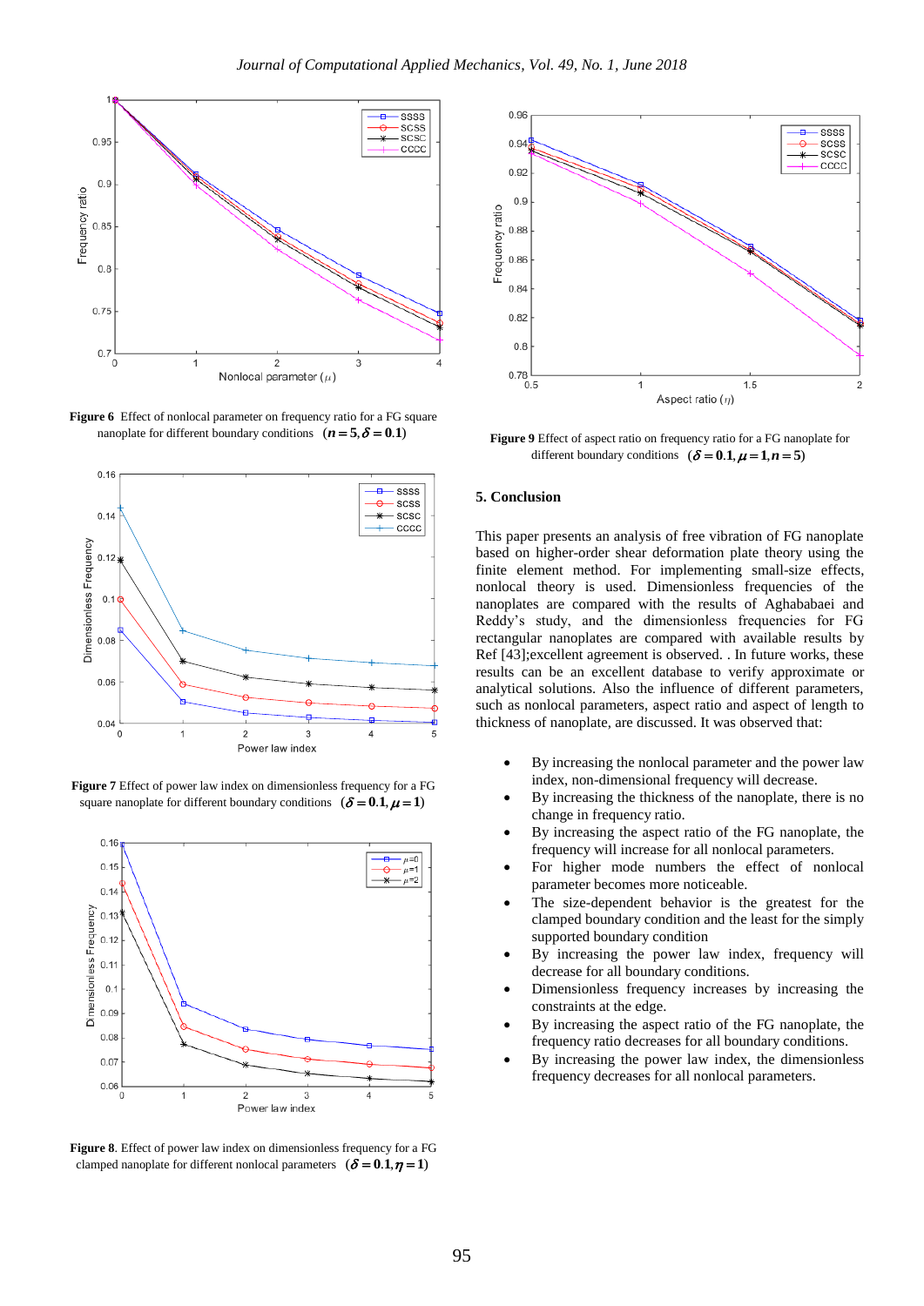**Figure 6** Effect of nonlocal parameter on frequency ratio for a FG square nanoplate for different boundary conditions $(n=5, \delta=0.1)$

**Figure 7** Effect of power law index on dimensionless frequency for a FG square nanoplate for different boundary conditions $(\delta=0.1, \mu=1)$

**Figure 8**. Effect of power law index on dimensionless frequency for a FG clamped nanoplate for different nonlocal parameters $(\delta=0.1, \eta=1)$

**Figure 9** Effect of aspect ratio on frequency ratio for a FG nanoplate for different boundary conditions $(\delta=0.1, \mu=1, n=5)$

## 5. Conclusion

This paper presents an analysis of free vibration of FG nanoplate based on higher-order shear deformation plate theory using the finite element method. For implementing small-size effects, nonlocal theory is used. Dimensionless frequencies of the nanoplates are compared with the results of Aghababaei and Reddy's study, and the dimensionless frequencies for FG rectangular nanoplates are compared with available results by Ref [43];excellent agreement is observed. . In future works, these results can be an excellent database to verify approximate or analytical solutions. Also the influence of different parameters, such as nonlocal parameters, aspect ratio and aspect of length to thickness of nanoplate, are discussed. It was observed that:

- By increasing the nonlocal parameter and the power law index, non-dimensional frequency will decrease.
- By increasing the thickness of the nanoplate, there is no change in frequency ratio.
- By increasing the aspect ratio of the FG nanoplate, the frequency will increase for all nonlocal parameters.
- For higher mode numbers the effect of nonlocal parameter becomes more noticeable.
- The size-dependent behavior is the greatest for the clamped boundary condition and the least for the simply supported boundary condition
- By increasing the power law index, frequency will decrease for all boundary conditions.
- Dimensionless frequency increases by increasing the constraints at the edge.
- By increasing the aspect ratio of the FG nanoplate, the frequency ratio decreases for all boundary conditions.
- By increasing the power law index, the dimensionless frequency decreases for all nonlocal parameters.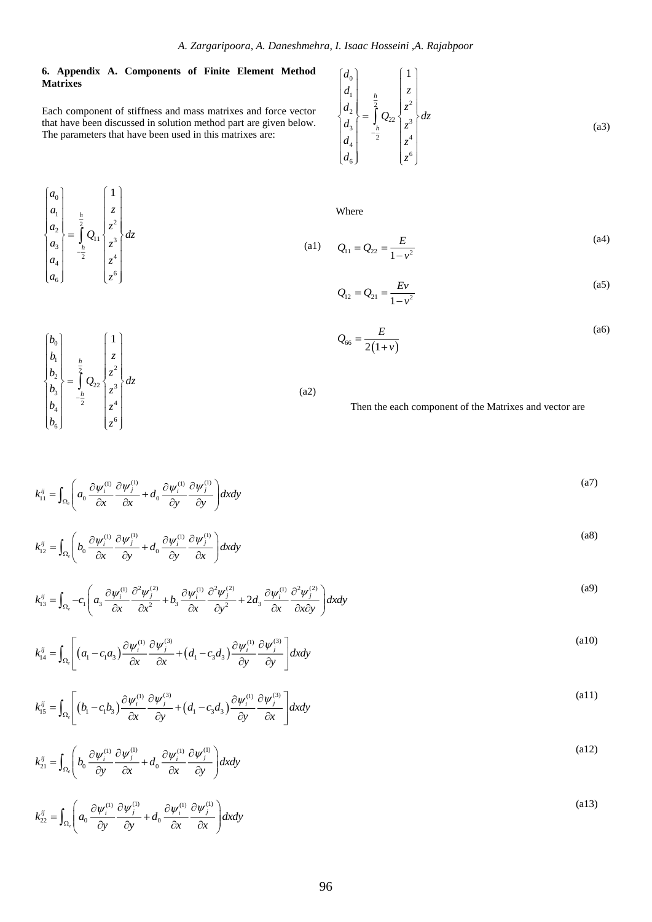## 6. Appendix A. Components of Finite Element Method Matrixes

Each component of stiffness and mass matrixes and force vector that have been discussed in solution method part are given below. The parameters that have been used in this matrixes are:

$$\begin{Bmatrix} a_0 \\ a_1 \\ a_2 \\ a_3 \\ a_4 \\ a_6 \end{Bmatrix} = \int_{-\frac{h}{2}}^{\frac{h}{2}} Q_{11} \begin{Bmatrix} 1 \\ z \\ z^2 \\ z^3 \\ z^4 \\ z^6 \end{Bmatrix} dz \tag{a1}$$

$$\begin{Bmatrix} b_0 \\ b_1 \\ b_2 \\ b_3 \\ b_4 \\ b_6 \end{Bmatrix} = \int_{-\frac{h}{2}}^{\frac{h}{2}} Q_{22} \begin{Bmatrix} 1 \\ z \\ z^2 \\ z^3 \\ z^4 \\ z^6 \end{Bmatrix} dz \tag{a2}$$

$$\begin{Bmatrix} d_0 \\ d_1 \\ d_2 \\ d_3 \\ d_4 \\ d_6 \end{Bmatrix} = \int_{-\frac{h}{2}}^{\frac{h}{2}} Q_{22} \begin{Bmatrix} 1 \\ z \\ z^2 \\ z^3 \\ z^4 \\ z^6 \end{Bmatrix} dz \tag{a3}$$

Where

$$Q_{11} = Q_{22} = \frac{E}{1-v^2} \tag{a4}$$

$$Q_{12} = Q_{21} = \frac{Ev}{1-v^2} \tag{a5}$$

$$Q_{66} = \frac{E}{2(1+v)} \tag{a6}$$

Then the each component of the Matrixes and vector are

$$k_{11}^{ij} = \int_{\Omega_e} \left( a_0 \frac{\partial \psi_i^{(1)}}{\partial x} \frac{\partial \psi_j^{(1)}}{\partial x} + d_0 \frac{\partial \psi_i^{(1)}}{\partial y} \frac{\partial \psi_j^{(1)}}{\partial y} \right) dxdy \tag{a7}$$

$$k_{12}^{ij} = \int_{\Omega_e} \left( b_0 \frac{\partial \psi_i^{(1)}}{\partial x} \frac{\partial \psi_j^{(1)}}{\partial y} + d_0 \frac{\partial \psi_i^{(1)}}{\partial y} \frac{\partial \psi_j^{(1)}}{\partial x} \right) dxdy \tag{a8}$$

$$k_{13}^{ij} = \int_{\Omega_e} -c_1 \left( a_3 \frac{\partial \psi_i^{(1)}}{\partial x} \frac{\partial^2 \psi_j^{(2)}}{\partial x^2} + b_3 \frac{\partial \psi_i^{(1)}}{\partial x} \frac{\partial^2 \psi_j^{(2)}}{\partial y^2} + 2d_3 \frac{\partial \psi_i^{(1)}}{\partial x} \frac{\partial^2 \psi_j^{(2)}}{\partial x \partial y} \right) dxdy \tag{a9}$$

$$k_{14}^{ij} = \int_{\Omega_e} \left[ \left( a_1 - c_1 a_3 \right) \frac{\partial \psi_i^{(1)}}{\partial x} \frac{\partial \psi_j^{(3)}}{\partial x} + \left( d_1 - c_3 d_3 \right) \frac{\partial \psi_i^{(1)}}{\partial y} \frac{\partial \psi_j^{(3)}}{\partial y} \right] dxdy \tag{a10}$$

$$k_{15}^{ij} = \int_{\Omega_e} \left[ \left( b_1 - c_1 b_3 \right) \frac{\partial \psi_i^{(1)}}{\partial x} \frac{\partial \psi_j^{(3)}}{\partial y} + \left( d_1 - c_3 d_3 \right) \frac{\partial \psi_i^{(1)}}{\partial y} \frac{\partial \psi_j^{(3)}}{\partial x} \right] dxdy \tag{a11}$$

$$k_{21}^{ij} = \int_{\Omega_e} \left( b_0 \frac{\partial \psi_i^{(1)}}{\partial y} \frac{\partial \psi_j^{(1)}}{\partial x} + d_0 \frac{\partial \psi_i^{(1)}}{\partial x} \frac{\partial \psi_j^{(1)}}{\partial y} \right) dxdy \tag{a12}$$

$$k_{22}^{ij} = \int_{\Omega_e} \left( a_0 \frac{\partial \psi_i^{(1)}}{\partial y} \frac{\partial \psi_j^{(1)}}{\partial y} + d_0 \frac{\partial \psi_i^{(1)}}{\partial x} \frac{\partial \psi_j^{(1)}}{\partial x} \right) dxdy \tag{a13}$$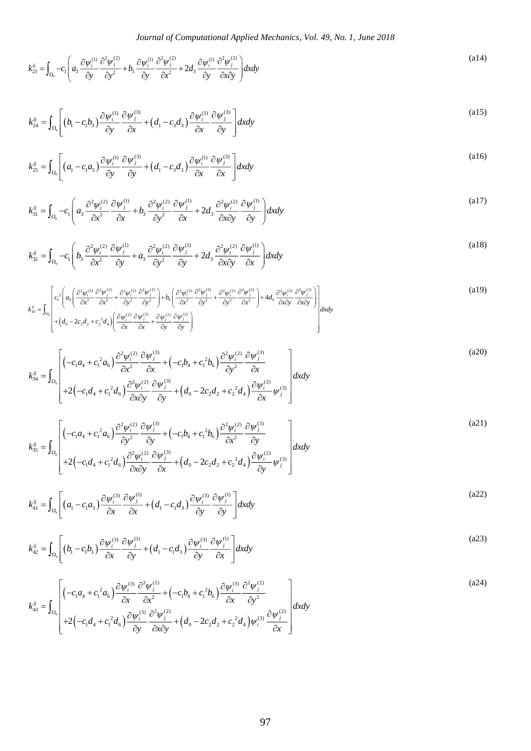$$k_{23}^{ij} = \int_{\Omega_e} -c_1 \left( a_3 \frac{\partial \psi_i^{(1)}}{\partial y} \frac{\partial^2 \psi_j^{(2)}}{\partial y^2} + b_3 \frac{\partial \psi_i^{(1)}}{\partial y} \frac{\partial^2 \psi_j^{(2)}}{\partial x^2} + 2d_3 \frac{\partial \psi_i^{(1)}}{\partial y} \frac{\partial^2 \psi_j^{(2)}}{\partial x \partial y} \right) dxdy \tag{a14}$$

$$k_{24}^{ij} = \int_{\Omega_e} \left[ \left(b_1 - c_1 b_3\right) \frac{\partial \psi_i^{(1)}}{\partial y} \frac{\partial \psi_j^{(3)}}{\partial x} + \left(d_1 - c_3 d_3\right) \frac{\partial \psi_i^{(1)}}{\partial x} \frac{\partial \psi_j^{(3)}}{\partial y} \right] dxdy \tag{a15}$$

$$k_{25}^{ij} = \int_{\Omega_e} \left[ \left(a_1 - c_1 a_3\right) \frac{\partial \psi_i^{(1)}}{\partial y} \frac{\partial \psi_j^{(3)}}{\partial y} + \left(d_1 - c_3 d_3\right) \frac{\partial \psi_i^{(1)}}{\partial x} \frac{\partial \psi_j^{(3)}}{\partial x} \right] dxdy \tag{a16}$$

$$k_{31}^{ij} = \int_{\Omega_e} -c_1 \left( a_3 \frac{\partial^2 \psi_i^{(2)}}{\partial x^2} \frac{\partial \psi_j^{(1)}}{\partial x} + b_3 \frac{\partial^2 \psi_i^{(2)}}{\partial y^2} \frac{\partial \psi_j^{(1)}}{\partial x} + 2d_3 \frac{\partial^2 \psi_i^{(2)}}{\partial x \partial y} \frac{\partial \psi_j^{(1)}}{\partial y} \right) dxdy \tag{a17}$$

$$k_{32}^{ij} = \int_{\Omega_e} -c_1 \left( b_3 \frac{\partial^2 \psi_i^{(2)}}{\partial x^2} \frac{\partial \psi_j^{(1)}}{\partial y} + a_3 \frac{\partial^2 \psi_i^{(2)}}{\partial y^2} \frac{\partial \psi_j^{(1)}}{\partial y} + 2d_3 \frac{\partial^2 \psi_i^{(2)}}{\partial x \partial y} \frac{\partial \psi_j^{(1)}}{\partial x} \right) dxdy \tag{a18}$$

$$k_{33}^{ij} = \int_{\Omega_e} \left[ \begin{array}{l} c_1^2 \left( a_6 \left( \frac{\partial^2 \psi_i^{(2)}}{\partial x^2} \frac{\partial^2 \psi_j^{(2)}}{\partial x^2} + \frac{\partial^2 \psi_i^{(2)}}{\partial y^2} \frac{\partial^2 \psi_j^{(2)}}{\partial y^2} \right) + b_6 \left( \frac{\partial^2 \psi_i^{(2)}}{\partial x^2} \frac{\partial^2 \psi_j^{(2)}}{\partial y^2} + \frac{\partial^2 \psi_i^{(2)}}{\partial y^2} \frac{\partial^2 \psi_j^{(2)}}{\partial x^2} \right) + 4d_6 \frac{\partial^2 \psi_i^{(2)}}{\partial x \partial y} \frac{\partial^2 \psi_j^{(2)}}{\partial x \partial y} \right) \\ + \left(d_0 - 2c_2 d_2 + c_2^2 d_4\right) \left( \frac{\partial \psi_i^{(2)}}{\partial x} \frac{\partial \psi_j^{(2)}}{\partial x} + \frac{\partial \psi_i^{(2)}}{\partial y} \frac{\partial \psi_j^{(2)}}{\partial y} \right) \end{array} \right] dxdy \tag{a19}$$

$$k_{34}^{ij} = \int_{\Omega_e} \left[ \begin{array}{l} \left(-c_1 a_4 + c_1^2 a_6\right) \frac{\partial^2 \psi_i^{(2)}}{\partial x^2} \frac{\partial \psi_j^{(3)}}{\partial x} + \left(-c_1 b_4 + c_1^2 b_6\right) \frac{\partial^2 \psi_i^{(2)}}{\partial y^2} \frac{\partial \psi_j^{(3)}}{\partial x} \\ +2\left(-c_1 d_4 + c_1^2 d_6\right) \frac{\partial^2 \psi_i^{(2)}}{\partial x \partial y} \frac{\partial \psi_j^{(3)}}{\partial y} + \left(d_0 - 2c_2 d_2 + c_2^2 d_4\right) \frac{\partial \psi_i^{(2)}}{\partial x} \psi_j^{(3)} \end{array} \right] dxdy \tag{a20}$$

$$k_{35}^{ij} = \int_{\Omega_e} \left[ \begin{array}{l} \left(-c_1 a_4 + c_1^2 a_6\right) \frac{\partial^2 \psi_i^{(2)}}{\partial y^2} \frac{\partial \psi_j^{(3)}}{\partial y} + \left(-c_1 b_4 + c_1^2 b_6\right) \frac{\partial^2 \psi_i^{(2)}}{\partial x^2} \frac{\partial \psi_j^{(3)}}{\partial y} \\ +2\left(-c_1 d_4 + c_1^2 d_6\right) \frac{\partial^2 \psi_i^{(2)}}{\partial x \partial y} \frac{\partial \psi_j^{(3)}}{\partial x} + \left(d_0 - 2c_2 d_2 + c_2^2 d_4\right) \frac{\partial \psi_i^{(2)}}{\partial y} \psi_j^{(3)} \end{array} \right] dxdy \tag{a21}$$

$$k_{41}^{ij} = \int_{\Omega_e} \left[ \left(a_1 - c_1 a_3\right) \frac{\partial \psi_i^{(3)}}{\partial x} \frac{\partial \psi_j^{(1)}}{\partial x} + \left(d_1 - c_1 d_3\right) \frac{\partial \psi_i^{(3)}}{\partial y} \frac{\partial \psi_j^{(1)}}{\partial y} \right] dxdy \tag{a22}$$

$$k_{42}^{ij} = \int_{\Omega_e} \left[ \left(b_1 - c_1 b_3\right) \frac{\partial \psi_i^{(3)}}{\partial x} \frac{\partial \psi_j^{(1)}}{\partial y} + \left(d_1 - c_1 d_3\right) \frac{\partial \psi_i^{(3)}}{\partial y} \frac{\partial \psi_j^{(1)}}{\partial x} \right] dxdy \tag{a23}$$

$$k_{43}^{ij} = \int_{\Omega_e} \left[ \begin{array}{l} \left(-c_1 a_4 + c_1^2 a_6\right) \frac{\partial \psi_i^{(3)}}{\partial x} \frac{\partial^2 \psi_j^{(2)}}{\partial x^2} + \left(-c_1 b_4 + c_1^2 b_6\right) \frac{\partial \psi_i^{(3)}}{\partial x} \frac{\partial^2 \psi_j^{(2)}}{\partial y^2} \\ +2\left(-c_1 d_4 + c_1^2 d_6\right) \frac{\partial \psi_i^{(3)}}{\partial y} \frac{\partial^2 \psi_j^{(2)}}{\partial x \partial y} + \left(d_0 - 2c_2 d_2 + c_2^2 d_4\right) \psi_i^{(3)} \frac{\partial \psi_j^{(2)}}{\partial x} \end{array} \right] dxdy \tag{a24}$$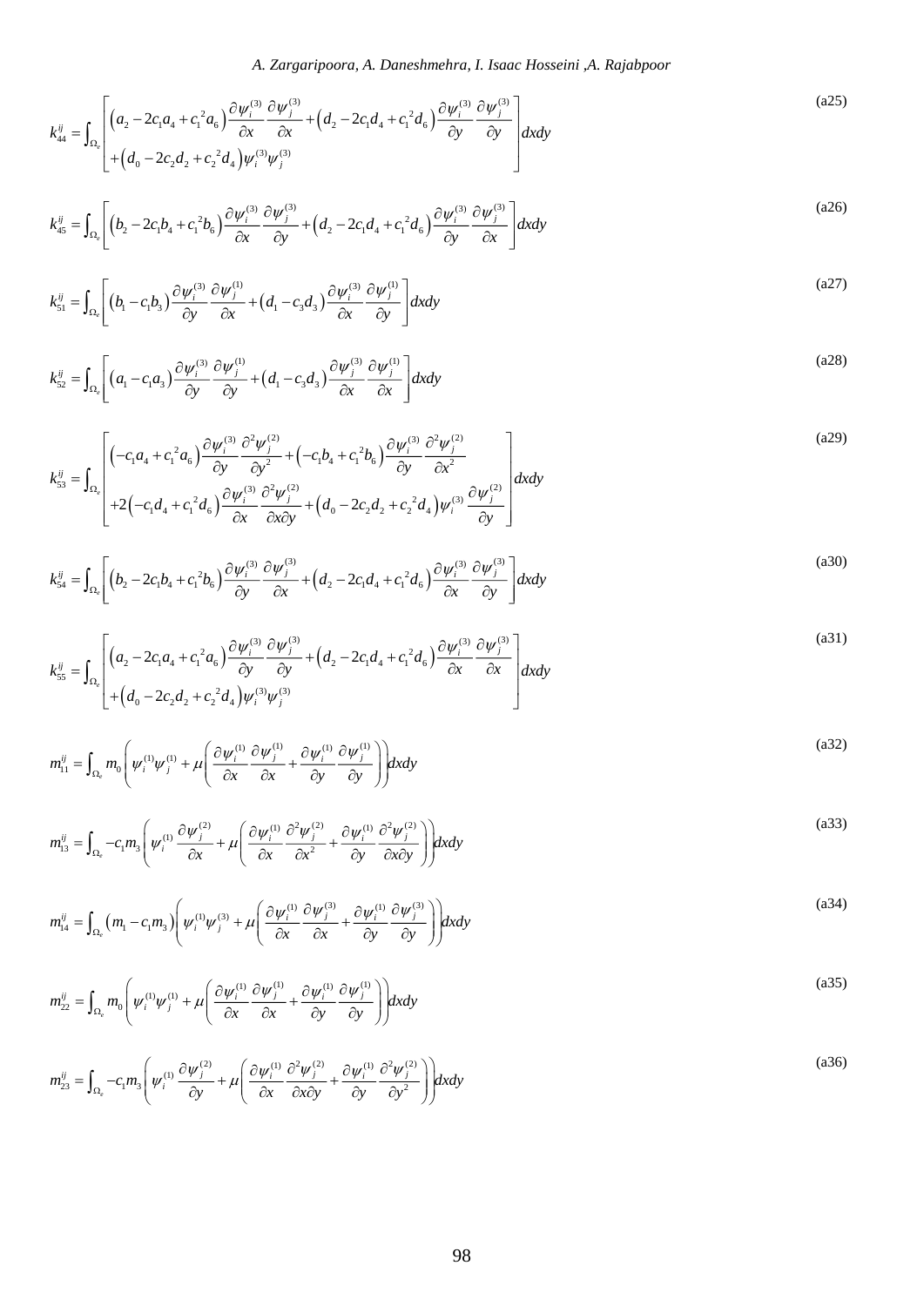$$k_{44}^{ij}=\int_{\Omega_e}\begin{bmatrix}\left(a_2-2c_1a_4+c_1{}^2a_6\right)\dfrac{\partial\psi_i^{(3)}}{\partial x}\dfrac{\partial\psi_j^{(3)}}{\partial x}+\left(d_2-2c_1d_4+c_1{}^2d_6\right)\dfrac{\partial\psi_i^{(3)}}{\partial y}\dfrac{\partial\psi_j^{(3)}}{\partial y}\\+\left(d_0-2c_2d_2+c_2{}^2d_4\right)\psi_i^{(3)}\psi_j^{(3)}\end{bmatrix}dxdy \tag{a25}$$

$$k_{45}^{ij}=\int_{\Omega_e}\left[\left(b_2-2c_1b_4+c_1^2b_6\right)\frac{\partial\psi_i^{(3)}}{\partial x}\frac{\partial\psi_j^{(3)}}{\partial y}+\left(d_2-2c_1d_4+c_1{}^2d_6\right)\frac{\partial\psi_i^{(3)}}{\partial y}\frac{\partial\psi_j^{(3)}}{\partial x}\right]dxdy \tag{a26}$$

$$k_{51}^{ij}=\int_{\Omega_e}\left[\left(b_1-c_1b_3\right)\frac{\partial\psi_i^{(3)}}{\partial y}\frac{\partial\psi_j^{(1)}}{\partial x}+\left(d_1-c_3d_3\right)\frac{\partial\psi_i^{(3)}}{\partial x}\frac{\partial\psi_j^{(1)}}{\partial y}\right]dxdy \tag{a27}$$

$$k_{52}^{ij}=\int_{\Omega_e}\left[\left(a_1-c_1a_3\right)\frac{\partial\psi_i^{(3)}}{\partial y}\frac{\partial\psi_j^{(1)}}{\partial y}+\left(d_1-c_3d_3\right)\frac{\partial\psi_j^{(3)}}{\partial x}\frac{\partial\psi_j^{(1)}}{\partial x}\right]dxdy \tag{a28}$$

$$k_{53}^{ij}=\int_{\Omega_e}\begin{bmatrix}\left(-c_1a_4+c_1{}^2a_6\right)\dfrac{\partial\psi_i^{(3)}}{\partial y}\dfrac{\partial^2\psi_j^{(2)}}{\partial y^2}+\left(-c_1b_4+c_1{}^2b_6\right)\dfrac{\partial\psi_i^{(3)}}{\partial y}\dfrac{\partial^2\psi_j^{(2)}}{\partial x^2}\\+2\left(-c_1d_4+c_1{}^2d_6\right)\dfrac{\partial\psi_i^{(3)}}{\partial x}\dfrac{\partial^2\psi_j^{(2)}}{\partial x\partial y}+\left(d_0-2c_2d_2+c_2{}^2d_4\right)\psi_i^{(3)}\dfrac{\partial\psi_j^{(2)}}{\partial y}\end{bmatrix}dxdy \tag{a29}$$

$$k_{54}^{ij}=\int_{\Omega_e}\left[\left(b_2-2c_1b_4+c_1^2b_6\right)\frac{\partial\psi_i^{(3)}}{\partial y}\frac{\partial\psi_j^{(3)}}{\partial x}+\left(d_2-2c_1d_4+c_1{}^2d_6\right)\frac{\partial\psi_i^{(3)}}{\partial x}\frac{\partial\psi_j^{(3)}}{\partial y}\right]dxdy \tag{a30}$$

$$k_{55}^{ij}=\int_{\Omega_e}\begin{bmatrix}\left(a_2-2c_1a_4+c_1{}^2a_6\right)\dfrac{\partial\psi_i^{(3)}}{\partial y}\dfrac{\partial\psi_j^{(3)}}{\partial y}+\left(d_2-2c_1d_4+c_1{}^2d_6\right)\dfrac{\partial\psi_i^{(3)}}{\partial x}\dfrac{\partial\psi_j^{(3)}}{\partial x}\\+\left(d_0-2c_2d_2+c_2{}^2d_4\right)\psi_i^{(3)}\psi_j^{(3)}\end{bmatrix}dxdy \tag{a31}$$

$$m_{11}^{ij}=\int_{\Omega_e}m_0\left(\psi_i^{(1)}\psi_j^{(1)}+\mu\left(\frac{\partial\psi_i^{(1)}}{\partial x}\frac{\partial\psi_j^{(1)}}{\partial x}+\frac{\partial\psi_i^{(1)}}{\partial y}\frac{\partial\psi_j^{(1)}}{\partial y}\right)\right)dxdy \tag{a32}$$

$$m_{13}^{ij}=\int_{\Omega_e}-c_1m_3\left(\psi_i^{(1)}\frac{\partial\psi_j^{(2)}}{\partial x}+\mu\left(\frac{\partial\psi_i^{(1)}}{\partial x}\frac{\partial^2\psi_j^{(2)}}{\partial x^2}+\frac{\partial\psi_i^{(1)}}{\partial y}\frac{\partial^2\psi_j^{(2)}}{\partial x\partial y}\right)\right)dxdy \tag{a33}$$

$$m_{14}^{ij}=\int_{\Omega_e}\left(m_1-c_1m_3\right)\left(\psi_i^{(1)}\psi_j^{(3)}+\mu\left(\frac{\partial\psi_i^{(1)}}{\partial x}\frac{\partial\psi_j^{(3)}}{\partial x}+\frac{\partial\psi_i^{(1)}}{\partial y}\frac{\partial\psi_j^{(3)}}{\partial y}\right)\right)dxdy \tag{a34}$$

$$m_{22}^{ij}=\int_{\Omega_e}m_0\left(\psi_i^{(1)}\psi_j^{(1)}+\mu\left(\frac{\partial\psi_i^{(1)}}{\partial x}\frac{\partial\psi_j^{(1)}}{\partial x}+\frac{\partial\psi_i^{(1)}}{\partial y}\frac{\partial\psi_j^{(1)}}{\partial y}\right)\right)dxdy \tag{a35}$$

$$m_{23}^{ij}=\int_{\Omega_e}-c_1m_3\left(\psi_i^{(1)}\frac{\partial\psi_j^{(2)}}{\partial y}+\mu\left(\frac{\partial\psi_i^{(1)}}{\partial x}\frac{\partial^2\psi_j^{(2)}}{\partial x\partial y}+\frac{\partial\psi_i^{(1)}}{\partial y}\frac{\partial^2\psi_j^{(2)}}{\partial y^2}\right)\right)dxdy \tag{a36}$$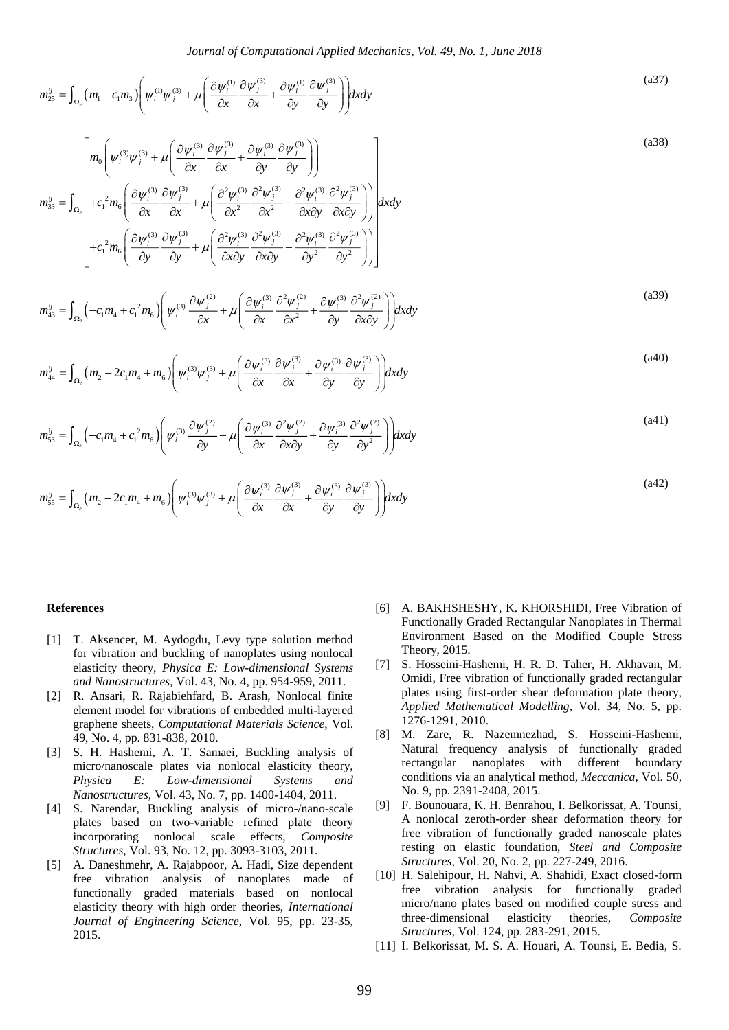$$m_{25}^{ij} = \int_{\Omega_e} \left(m_1 - c_1 m_3\right) \left( \psi_i^{(1)} \psi_j^{(3)} + \mu \left( \frac{\partial \psi_i^{(1)}}{\partial x} \frac{\partial \psi_j^{(3)}}{\partial x} + \frac{\partial \psi_i^{(1)}}{\partial y} \frac{\partial \psi_j^{(3)}}{\partial y} \right) \right) dxdy \tag{a37}$$

$$m_{33}^{ij} = \int_{\Omega_e} \begin{bmatrix} m_0 \left( \psi_i^{(3)} \psi_j^{(3)} + \mu \left( \frac{\partial \psi_i^{(3)}}{\partial x} \frac{\partial \psi_j^{(3)}}{\partial x} + \frac{\partial \psi_i^{(3)}}{\partial y} \frac{\partial \psi_j^{(3)}}{\partial y} \right) \right) \\ + c_1^2 m_6 \left( \frac{\partial \psi_i^{(3)}}{\partial x} \frac{\partial \psi_j^{(3)}}{\partial x} + \mu \left( \frac{\partial^2 \psi_i^{(3)}}{\partial x^2} \frac{\partial^2 \psi_j^{(3)}}{\partial x^2} + \frac{\partial^2 \psi_i^{(3)}}{\partial x \partial y} \frac{\partial^2 \psi_j^{(3)}}{\partial x \partial y} \right) \right) \\ + c_1^2 m_6 \left( \frac{\partial \psi_i^{(3)}}{\partial y} \frac{\partial \psi_j^{(3)}}{\partial y} + \mu \left( \frac{\partial^2 \psi_i^{(3)}}{\partial x \partial y} \frac{\partial^2 \psi_j^{(3)}}{\partial x \partial y} + \frac{\partial^2 \psi_i^{(3)}}{\partial y^2} \frac{\partial^2 \psi_j^{(3)}}{\partial y^2} \right) \right) \end{bmatrix} dxdy \tag{a38}$$

$$m_{43}^{ij} = \int_{\Omega_e} \left(-c_1 m_4 + c_1^2 m_6\right) \left( \psi_i^{(3)} \frac{\partial \psi_j^{(2)}}{\partial x} + \mu \left( \frac{\partial \psi_i^{(3)}}{\partial x} \frac{\partial^2 \psi_j^{(2)}}{\partial x^2} + \frac{\partial \psi_i^{(3)}}{\partial y} \frac{\partial^2 \psi_j^{(2)}}{\partial x \partial y} \right) \right) dxdy \tag{a39}$$

$$m_{44}^{ij} = \int_{\Omega_e} \left(m_2 - 2c_1 m_4 + m_6\right) \left( \psi_i^{(3)} \psi_j^{(3)} + \mu \left( \frac{\partial \psi_i^{(3)}}{\partial x} \frac{\partial \psi_j^{(3)}}{\partial x} + \frac{\partial \psi_i^{(3)}}{\partial y} \frac{\partial \psi_j^{(3)}}{\partial y} \right) \right) dxdy \tag{a40}$$

$$m_{53}^{ij} = \int_{\Omega_e} \left(-c_1 m_4 + c_1^2 m_6\right) \left( \psi_i^{(3)} \frac{\partial \psi_j^{(2)}}{\partial y} + \mu \left( \frac{\partial \psi_i^{(3)}}{\partial x} \frac{\partial^2 \psi_j^{(2)}}{\partial x \partial y} + \frac{\partial \psi_i^{(3)}}{\partial y} \frac{\partial^2 \psi_j^{(2)}}{\partial y^2} \right) \right) dxdy \tag{a41}$$

$$m_{55}^{ij} = \int_{\Omega_e} \left(m_2 - 2c_1 m_4 + m_6\right) \left( \psi_i^{(3)} \psi_j^{(3)} + \mu \left( \frac{\partial \psi_i^{(3)}}{\partial x} \frac{\partial \psi_j^{(3)}}{\partial x} + \frac{\partial \psi_i^{(3)}}{\partial y} \frac{\partial \psi_j^{(3)}}{\partial y} \right) \right) dxdy \tag{a42}$$

## References

[1] T. Aksencer, M. Aydogdu, Levy type solution method for vibration and buckling of nanoplates using nonlocal elasticity theory, *Physica E: Low-dimensional Systems and Nanostructures,* Vol. 43, No. 4, pp. 954-959, 2011.

[2] R. Ansari, R. Rajabiehfard, B. Arash, Nonlocal finite element model for vibrations of embedded multi-layered graphene sheets, *Computational Materials Science,* Vol. 49, No. 4, pp. 831-838, 2010.

[3] S. H. Hashemi, A. T. Samaei, Buckling analysis of micro/nanoscale plates via nonlocal elasticity theory, *Physica E: Low-dimensional Systems and Nanostructures,* Vol. 43, No. 7, pp. 1400-1404, 2011.

[4] S. Narendar, Buckling analysis of micro-/nano-scale plates based on two-variable refined plate theory incorporating nonlocal scale effects, *Composite Structures,* Vol. 93, No. 12, pp. 3093-3103, 2011.

[5] A. Daneshmehr, A. Rajabpoor, A. Hadi, Size dependent free vibration analysis of nanoplates made of functionally graded materials based on nonlocal elasticity theory with high order theories, *International Journal of Engineering Science,* Vol. 95, pp. 23-35, 2015.

[6] A. BAKHSHESHY, K. KHORSHIDI, Free Vibration of Functionally Graded Rectangular Nanoplates in Thermal Environment Based on the Modified Couple Stress Theory, 2015.

[7] S. Hosseini-Hashemi, H. R. D. Taher, H. Akhavan, M. Omidi, Free vibration of functionally graded rectangular plates using first-order shear deformation plate theory, *Applied Mathematical Modelling,* Vol. 34, No. 5, pp. 1276-1291, 2010.

[8] M. Zare, R. Nazemnezhad, S. Hosseini-Hashemi, Natural frequency analysis of functionally graded rectangular nanoplates with different boundary conditions via an analytical method, *Meccanica,* Vol. 50, No. 9, pp. 2391-2408, 2015.

[9] F. Bounouara, K. H. Benrahou, I. Belkorissat, A. Tounsi, A nonlocal zeroth-order shear deformation theory for free vibration of functionally graded nanoscale plates resting on elastic foundation, *Steel and Composite Structures,* Vol. 20, No. 2, pp. 227-249, 2016.

[10] H. Salehipour, H. Nahvi, A. Shahidi, Exact closed-form free vibration analysis for functionally graded micro/nano plates based on modified couple stress and three-dimensional elasticity theories, *Composite Structures,* Vol. 124, pp. 283-291, 2015.

[11] I. Belkorissat, M. S. A. Houari, A. Tounsi, E. Bedia, S.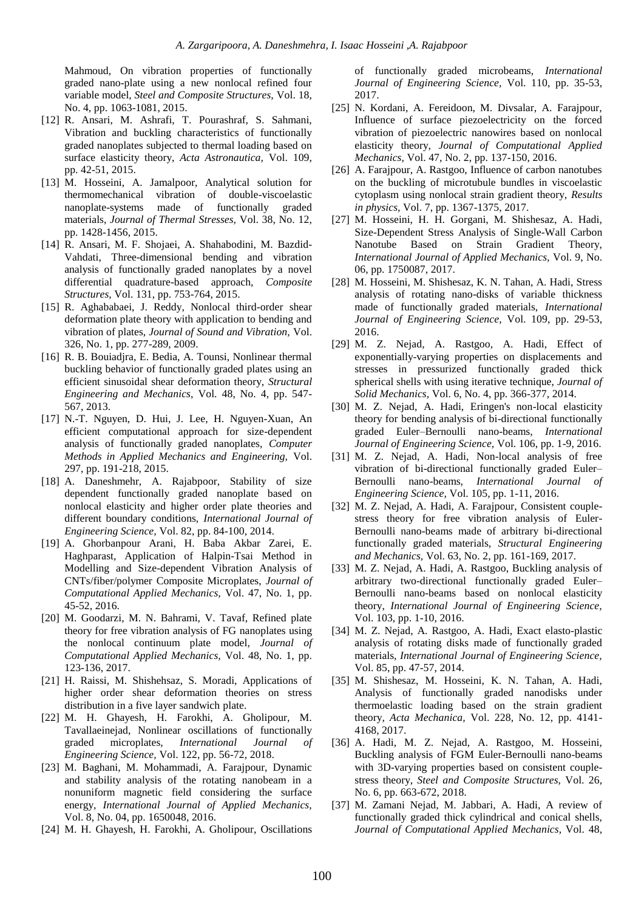Mahmoud, On vibration properties of functionally graded nano-plate using a new nonlocal refined four variable model, *Steel and Composite Structures,* Vol. 18, No. 4, pp. 1063-1081, 2015.

[12] R. Ansari, M. Ashrafi, T. Pourashraf, S. Sahmani, Vibration and buckling characteristics of functionally graded nanoplates subjected to thermal loading based on surface elasticity theory, *Acta Astronautica,* Vol. 109, pp. 42-51, 2015.

[13] M. Hosseini, A. Jamalpoor, Analytical solution for thermomechanical vibration of double-viscoelastic nanoplate-systems made of functionally graded materials, *Journal of Thermal Stresses,* Vol. 38, No. 12, pp. 1428-1456, 2015.

[14] R. Ansari, M. F. Shojaei, A. Shahabodini, M. Bazdid-Vahdati, Three-dimensional bending and vibration analysis of functionally graded nanoplates by a novel differential quadrature-based approach, *Composite Structures,* Vol. 131, pp. 753-764, 2015.

[15] R. Aghababaei, J. Reddy, Nonlocal third-order shear deformation plate theory with application to bending and vibration of plates, *Journal of Sound and Vibration,* Vol. 326, No. 1, pp. 277-289, 2009.

[16] R. B. Bouiadjra, E. Bedia, A. Tounsi, Nonlinear thermal buckling behavior of functionally graded plates using an efficient sinusoidal shear deformation theory, *Structural Engineering and Mechanics,* Vol. 48, No. 4, pp. 547-567, 2013.

[17] N.-T. Nguyen, D. Hui, J. Lee, H. Nguyen-Xuan, An efficient computational approach for size-dependent analysis of functionally graded nanoplates, *Computer Methods in Applied Mechanics and Engineering,* Vol. 297, pp. 191-218, 2015.

[18] A. Daneshmehr, A. Rajabpoor, Stability of size dependent functionally graded nanoplate based on nonlocal elasticity and higher order plate theories and different boundary conditions, *International Journal of Engineering Science,* Vol. 82, pp. 84-100, 2014.

[19] A. Ghorbanpour Arani, H. Baba Akbar Zarei, E. Haghparast, Application of Halpin-Tsai Method in Modelling and Size-dependent Vibration Analysis of CNTs/fiber/polymer Composite Microplates, *Journal of Computational Applied Mechanics,* Vol. 47, No. 1, pp. 45-52, 2016.

[20] M. Goodarzi, M. N. Bahrami, V. Tavaf, Refined plate theory for free vibration analysis of FG nanoplates using the nonlocal continuum plate model, *Journal of Computational Applied Mechanics,* Vol. 48, No. 1, pp. 123-136, 2017.

[21] H. Raissi, M. Shishehsaz, S. Moradi, Applications of higher order shear deformation theories on stress distribution in a five layer sandwich plate.

[22] M. H. Ghayesh, H. Farokhi, A. Gholipour, M. Tavallaeinejad, Nonlinear oscillations of functionally graded microplates, *International Journal of Engineering Science,* Vol. 122, pp. 56-72, 2018.

[23] M. Baghani, M. Mohammadi, A. Farajpour, Dynamic and stability analysis of the rotating nanobeam in a nonuniform magnetic field considering the surface energy, *International Journal of Applied Mechanics,* Vol. 8, No. 04, pp. 1650048, 2016.

[24] M. H. Ghayesh, H. Farokhi, A. Gholipour, Oscillations of functionally graded microbeams, *International Journal of Engineering Science,* Vol. 110, pp. 35-53, 2017.

[25] N. Kordani, A. Fereidoon, M. Divsalar, A. Farajpour, Influence of surface piezoelectricity on the forced vibration of piezoelectric nanowires based on nonlocal elasticity theory, *Journal of Computational Applied Mechanics,* Vol. 47, No. 2, pp. 137-150, 2016.

[26] A. Farajpour, A. Rastgoo, Influence of carbon nanotubes on the buckling of microtubule bundles in viscoelastic cytoplasm using nonlocal strain gradient theory, *Results in physics,* Vol. 7, pp. 1367-1375, 2017.

[27] M. Hosseini, H. H. Gorgani, M. Shishesaz, A. Hadi, Size-Dependent Stress Analysis of Single-Wall Carbon Nanotube Based on Strain Gradient Theory, *International Journal of Applied Mechanics,* Vol. 9, No. 06, pp. 1750087, 2017.

[28] M. Hosseini, M. Shishesaz, K. N. Tahan, A. Hadi, Stress analysis of rotating nano-disks of variable thickness made of functionally graded materials, *International Journal of Engineering Science,* Vol. 109, pp. 29-53, 2016.

[29] M. Z. Nejad, A. Rastgoo, A. Hadi, Effect of exponentially-varying properties on displacements and stresses in pressurized functionally graded thick spherical shells with using iterative technique, *Journal of Solid Mechanics,* Vol. 6, No. 4, pp. 366-377, 2014.

[30] M. Z. Nejad, A. Hadi, Eringen's non-local elasticity theory for bending analysis of bi-directional functionally graded Euler–Bernoulli nano-beams, *International Journal of Engineering Science,* Vol. 106, pp. 1-9, 2016.

[31] M. Z. Nejad, A. Hadi, Non-local analysis of free vibration of bi-directional functionally graded Euler–Bernoulli nano-beams, *International Journal of Engineering Science,* Vol. 105, pp. 1-11, 2016.

[32] M. Z. Nejad, A. Hadi, A. Farajpour, Consistent couple-stress theory for free vibration analysis of Euler-Bernoulli nano-beams made of arbitrary bi-directional functionally graded materials, *Structural Engineering and Mechanics,* Vol. 63, No. 2, pp. 161-169, 2017.

[33] M. Z. Nejad, A. Hadi, A. Rastgoo, Buckling analysis of arbitrary two-directional functionally graded Euler–Bernoulli nano-beams based on nonlocal elasticity theory, *International Journal of Engineering Science,* Vol. 103, pp. 1-10, 2016.

[34] M. Z. Nejad, A. Rastgoo, A. Hadi, Exact elasto-plastic analysis of rotating disks made of functionally graded materials, *International Journal of Engineering Science,* Vol. 85, pp. 47-57, 2014.

[35] M. Shishesaz, M. Hosseini, K. N. Tahan, A. Hadi, Analysis of functionally graded nanodisks under thermoelastic loading based on the strain gradient theory, *Acta Mechanica,* Vol. 228, No. 12, pp. 4141-4168, 2017.

[36] A. Hadi, M. Z. Nejad, A. Rastgoo, M. Hosseini, Buckling analysis of FGM Euler-Bernoulli nano-beams with 3D-varying properties based on consistent couple-stress theory, *Steel and Composite Structures,* Vol. 26, No. 6, pp. 663-672, 2018.

[37] M. Zamani Nejad, M. Jabbari, A. Hadi, A review of functionally graded thick cylindrical and conical shells, *Journal of Computational Applied Mechanics*, Vol. 48,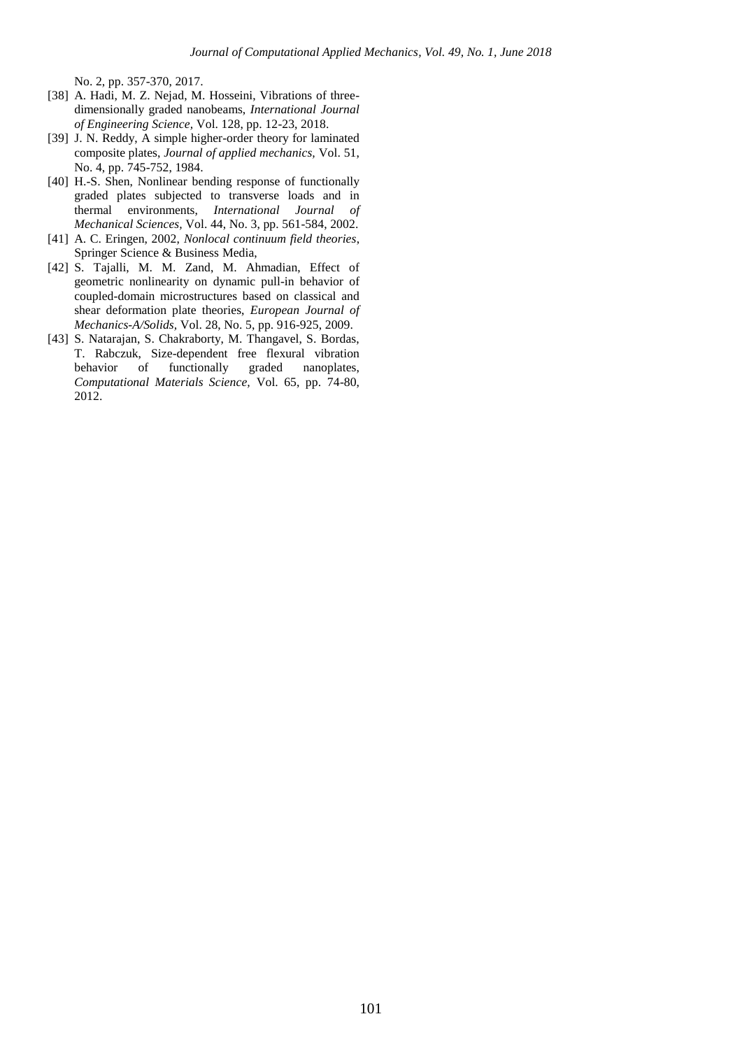No. 2, pp. 357-370, 2017.

[38] A. Hadi, M. Z. Nejad, M. Hosseini, Vibrations of three-dimensionally graded nanobeams, *International Journal of Engineering Science*, Vol. 128, pp. 12-23, 2018.

[39] J. N. Reddy, A simple higher-order theory for laminated composite plates, *Journal of applied mechanics*, Vol. 51, No. 4, pp. 745-752, 1984.

[40] H.-S. Shen, Nonlinear bending response of functionally graded plates subjected to transverse loads and in thermal environments, *International Journal of Mechanical Sciences*, Vol. 44, No. 3, pp. 561-584, 2002.

[41] A. C. Eringen, 2002, *Nonlocal continuum field theories*, Springer Science & Business Media,

[42] S. Tajalli, M. M. Zand, M. Ahmadian, Effect of geometric nonlinearity on dynamic pull-in behavior of coupled-domain microstructures based on classical and shear deformation plate theories, *European Journal of Mechanics-A/Solids*, Vol. 28, No. 5, pp. 916-925, 2009.

[43] S. Natarajan, S. Chakraborty, M. Thangavel, S. Bordas, T. Rabczuk, Size-dependent free flexural vibration behavior of functionally graded nanoplates, *Computational Materials Science*, Vol. 65, pp. 74-80, 2012.